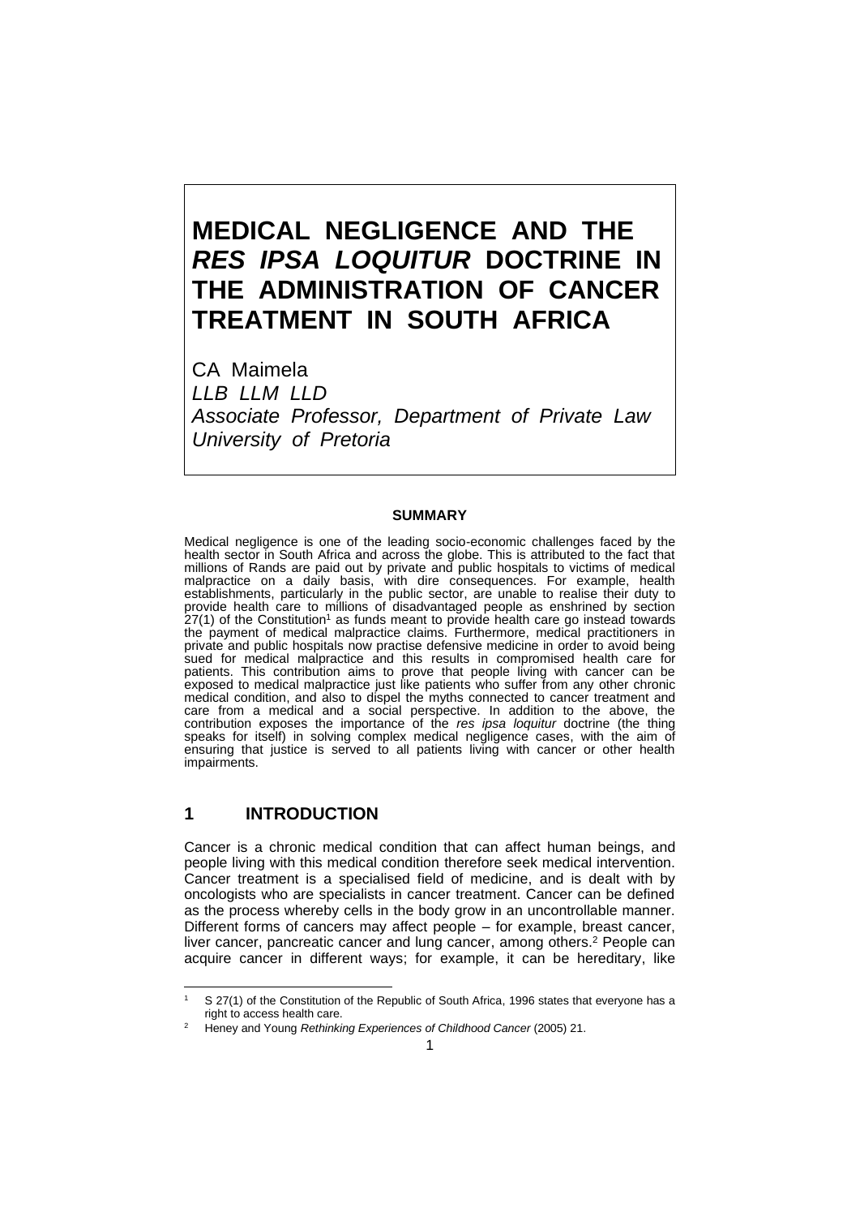# MEDICAL NEGLIGENCE AND THE *RES IPSA LOQUITUR* DOCTRINE IN THE ADMINISTRATION OF CANCER TREATMENT IN SOUTH AFRICA

CA Maimela
*LLB LLM LLD*
*Associate Professor, Department of Private Law*
*University of Pretoria*

## SUMMARY

Medical negligence is one of the leading socio-economic challenges faced by the health sector in South Africa and across the globe. This is attributed to the fact that millions of Rands are paid out by private and public hospitals to victims of medical malpractice on a daily basis, with dire consequences. For example, health establishments, particularly in the public sector, are unable to realise their duty to provide health care to millions of disadvantaged people as enshrined by section 27(1) of the Constitution[1] as funds meant to provide health care go instead towards the payment of medical malpractice claims. Furthermore, medical practitioners in private and public hospitals now practise defensive medicine in order to avoid being sued for medical malpractice and this results in compromised health care for patients. This contribution aims to prove that people living with cancer can be exposed to medical malpractice just like patients who suffer from any other chronic medical condition, and also to dispel the myths connected to cancer treatment and care from a medical and a social perspective. In addition to the above, the contribution exposes the importance of the *res ipsa loquitur* doctrine (the thing speaks for itself) in solving complex medical negligence cases, with the aim of ensuring that justice is served to all patients living with cancer or other health impairments.

## 1 INTRODUCTION

Cancer is a chronic medical condition that can affect human beings, and people living with this medical condition therefore seek medical intervention. Cancer treatment is a specialised field of medicine, and is dealt with by oncologists who are specialists in cancer treatment. Cancer can be defined as the process whereby cells in the body grow in an uncontrollable manner. Different forms of cancers may affect people – for example, breast cancer, liver cancer, pancreatic cancer and lung cancer, among others.[2] People can acquire cancer in different ways; for example, it can be hereditary, like

---

[1] S 27(1) of the Constitution of the Republic of South Africa, 1996 states that everyone has a right to access health care.

[2] Heney and Young *Rethinking Experiences of Childhood Cancer* (2005) 21.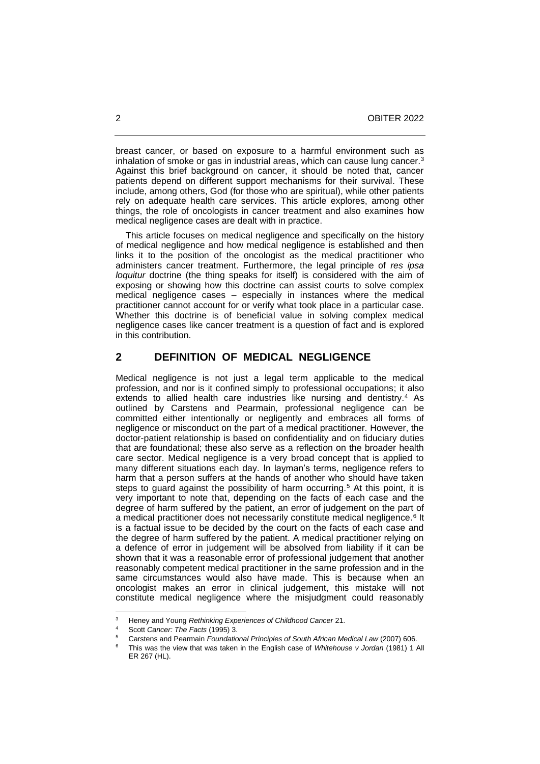breast cancer, or based on exposure to a harmful environment such as inhalation of smoke or gas in industrial areas, which can cause lung cancer.[3] Against this brief background on cancer, it should be noted that, cancer patients depend on different support mechanisms for their survival. These include, among others, God (for those who are spiritual), while other patients rely on adequate health care services. This article explores, among other things, the role of oncologists in cancer treatment and also examines how medical negligence cases are dealt with in practice.

This article focuses on medical negligence and specifically on the history of medical negligence and how medical negligence is established and then links it to the position of the oncologist as the medical practitioner who administers cancer treatment. Furthermore, the legal principle of *res ipsa loquitur* doctrine (the thing speaks for itself) is considered with the aim of exposing or showing how this doctrine can assist courts to solve complex medical negligence cases – especially in instances where the medical practitioner cannot account for or verify what took place in a particular case. Whether this doctrine is of beneficial value in solving complex medical negligence cases like cancer treatment is a question of fact and is explored in this contribution.

## 2 DEFINITION OF MEDICAL NEGLIGENCE

Medical negligence is not just a legal term applicable to the medical profession, and nor is it confined simply to professional occupations; it also extends to allied health care industries like nursing and dentistry.[4] As outlined by Carstens and Pearmain, professional negligence can be committed either intentionally or negligently and embraces all forms of negligence or misconduct on the part of a medical practitioner. However, the doctor-patient relationship is based on confidentiality and on fiduciary duties that are foundational; these also serve as a reflection on the broader health care sector. Medical negligence is a very broad concept that is applied to many different situations each day. In layman's terms, negligence refers to harm that a person suffers at the hands of another who should have taken steps to guard against the possibility of harm occurring.[5] At this point, it is very important to note that, depending on the facts of each case and the degree of harm suffered by the patient, an error of judgement on the part of a medical practitioner does not necessarily constitute medical negligence.[6] It is a factual issue to be decided by the court on the facts of each case and the degree of harm suffered by the patient. A medical practitioner relying on a defence of error in judgement will be absolved from liability if it can be shown that it was a reasonable error of professional judgement that another reasonably competent medical practitioner in the same profession and in the same circumstances would also have made. This is because when an oncologist makes an error in clinical judgement, this mistake will not constitute medical negligence where the misjudgment could reasonably

---

[3] Heney and Young *Rethinking Experiences of Childhood Cancer* 21.

[4] Scott *Cancer: The Facts* (1995) 3.

[5] Carstens and Pearmain *Foundational Principles of South African Medical Law* (2007) 606.

[6] This was the view that was taken in the English case of *Whitehouse v Jordan* (1981) 1 All ER 267 (HL).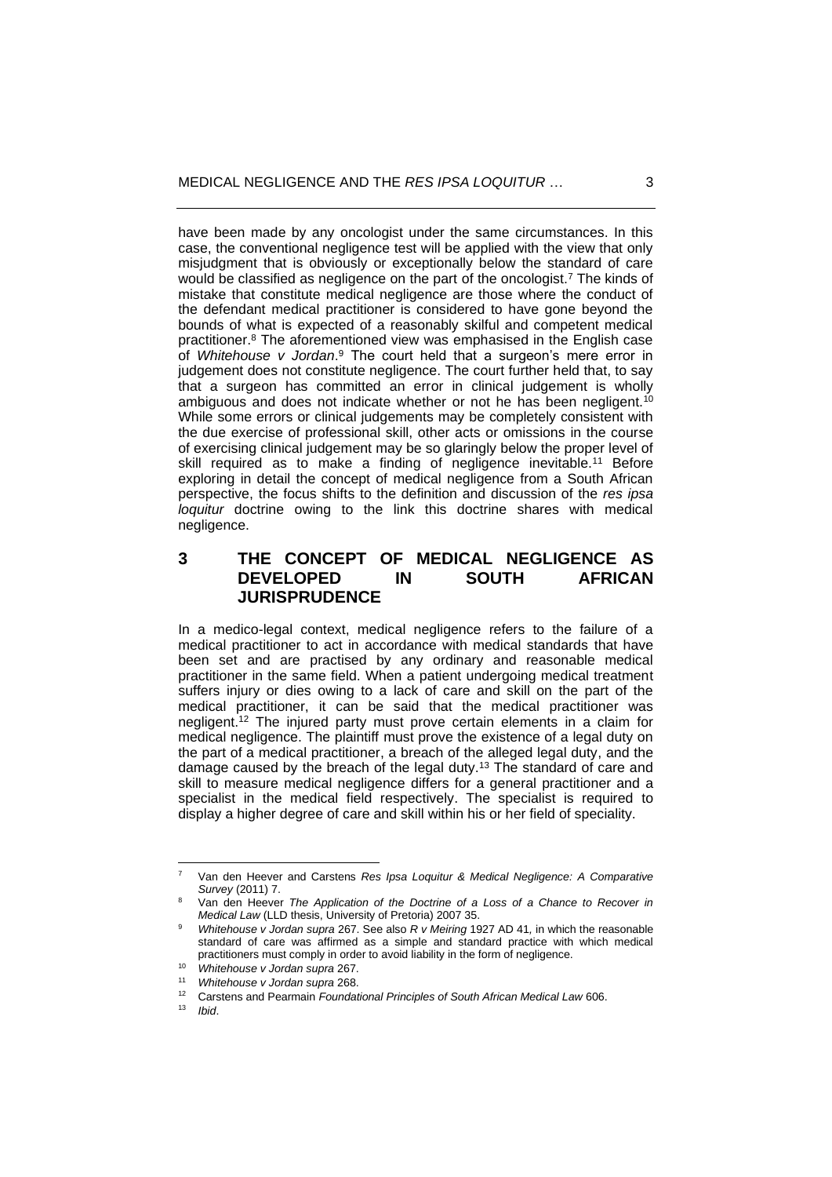have been made by any oncologist under the same circumstances. In this case, the conventional negligence test will be applied with the view that only misjudgment that is obviously or exceptionally below the standard of care would be classified as negligence on the part of the oncologist.[7] The kinds of mistake that constitute medical negligence are those where the conduct of the defendant medical practitioner is considered to have gone beyond the bounds of what is expected of a reasonably skilful and competent medical practitioner.[8] The aforementioned view was emphasised in the English case of *Whitehouse v Jordan*.[9] The court held that a surgeon's mere error in judgement does not constitute negligence. The court further held that, to say that a surgeon has committed an error in clinical judgement is wholly ambiguous and does not indicate whether or not he has been negligent.[10] While some errors or clinical judgements may be completely consistent with the due exercise of professional skill, other acts or omissions in the course of exercising clinical judgement may be so glaringly below the proper level of skill required as to make a finding of negligence inevitable.[11] Before exploring in detail the concept of medical negligence from a South African perspective, the focus shifts to the definition and discussion of the *res ipsa loquitur* doctrine owing to the link this doctrine shares with medical negligence.

## 3 THE CONCEPT OF MEDICAL NEGLIGENCE AS DEVELOPED IN SOUTH AFRICAN JURISPRUDENCE

In a medico-legal context, medical negligence refers to the failure of a medical practitioner to act in accordance with medical standards that have been set and are practised by any ordinary and reasonable medical practitioner in the same field. When a patient undergoing medical treatment suffers injury or dies owing to a lack of care and skill on the part of the medical practitioner, it can be said that the medical practitioner was negligent.[12] The injured party must prove certain elements in a claim for medical negligence. The plaintiff must prove the existence of a legal duty on the part of a medical practitioner, a breach of the alleged legal duty, and the damage caused by the breach of the legal duty.[13] The standard of care and skill to measure medical negligence differs for a general practitioner and a specialist in the medical field respectively. The specialist is required to display a higher degree of care and skill within his or her field of speciality.

---

[7] Van den Heever and Carstens *Res Ipsa Loquitur & Medical Negligence: A Comparative Survey* (2011) 7.

[8] Van den Heever *The Application of the Doctrine of a Loss of a Chance to Recover in Medical Law* (LLD thesis, University of Pretoria) 2007 35.

[9] *Whitehouse v Jordan supra* 267. See also *R v Meiring* 1927 AD 41, in which the reasonable standard of care was affirmed as a simple and standard practice with which medical practitioners must comply in order to avoid liability in the form of negligence.

[10] *Whitehouse v Jordan supra* 267.

[11] *Whitehouse v Jordan supra* 268.

[12] Carstens and Pearmain *Foundational Principles of South African Medical Law* 606.

[13] *Ibid*.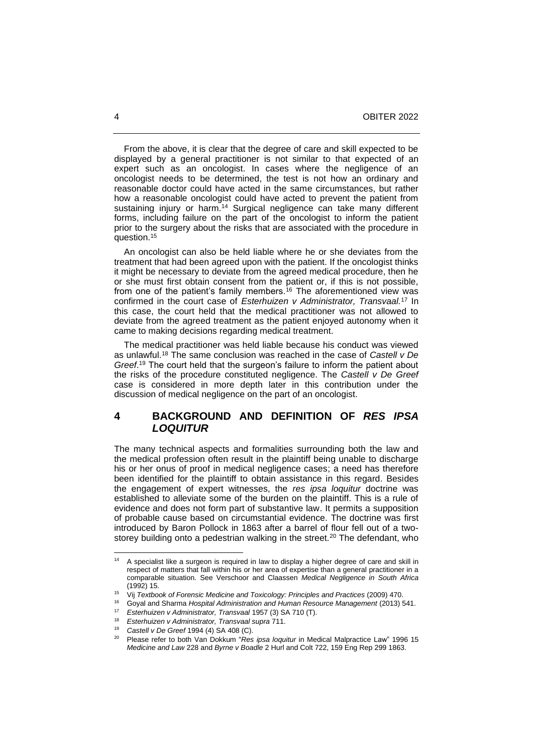From the above, it is clear that the degree of care and skill expected to be displayed by a general practitioner is not similar to that expected of an expert such as an oncologist. In cases where the negligence of an oncologist needs to be determined, the test is not how an ordinary and reasonable doctor could have acted in the same circumstances, but rather how a reasonable oncologist could have acted to prevent the patient from sustaining injury or harm.[14] Surgical negligence can take many different forms, including failure on the part of the oncologist to inform the patient prior to the surgery about the risks that are associated with the procedure in question.[15]

An oncologist can also be held liable where he or she deviates from the treatment that had been agreed upon with the patient. If the oncologist thinks it might be necessary to deviate from the agreed medical procedure, then he or she must first obtain consent from the patient or, if this is not possible, from one of the patient's family members.[16] The aforementioned view was confirmed in the court case of *Esterhuizen v Administrator, Transvaal.*[17] In this case, the court held that the medical practitioner was not allowed to deviate from the agreed treatment as the patient enjoyed autonomy when it came to making decisions regarding medical treatment.

The medical practitioner was held liable because his conduct was viewed as unlawful.[18] The same conclusion was reached in the case of *Castell v De Greef*.[19] The court held that the surgeon's failure to inform the patient about the risks of the procedure constituted negligence. The *Castell v De Greef* case is considered in more depth later in this contribution under the discussion of medical negligence on the part of an oncologist.

## 4 BACKGROUND AND DEFINITION OF *RES IPSA LOQUITUR*

The many technical aspects and formalities surrounding both the law and the medical profession often result in the plaintiff being unable to discharge his or her onus of proof in medical negligence cases; a need has therefore been identified for the plaintiff to obtain assistance in this regard. Besides the engagement of expert witnesses, the *res ipsa loquitur* doctrine was established to alleviate some of the burden on the plaintiff. This is a rule of evidence and does not form part of substantive law. It permits a supposition of probable cause based on circumstantial evidence. The doctrine was first introduced by Baron Pollock in 1863 after a barrel of flour fell out of a two-storey building onto a pedestrian walking in the street.[20] The defendant, who

---

[14] A specialist like a surgeon is required in law to display a higher degree of care and skill in respect of matters that fall within his or her area of expertise than a general practitioner in a comparable situation. See Verschoor and Claassen *Medical Negligence in South Africa* (1992) 15.

[15] Vij *Textbook of Forensic Medicine and Toxicology: Principles and Practices* (2009) 470.

[16] Goyal and Sharma *Hospital Administration and Human Resource Management* (2013) 541.

[17] *Esterhuizen v Administrator, Transvaal* 1957 (3) SA 710 (T).

[18] *Esterhuizen v Administrator, Transvaal supra* 711.

[19] *Castell v De Greef* 1994 (4) SA 408 (C).

[20] Please refer to both Van Dokkum "*Res ipsa loquitur* in Medical Malpractice Law" 1996 15 *Medicine and Law* 228 and *Byrne v Boadle* 2 Hurl and Colt 722, 159 Eng Rep 299 1863.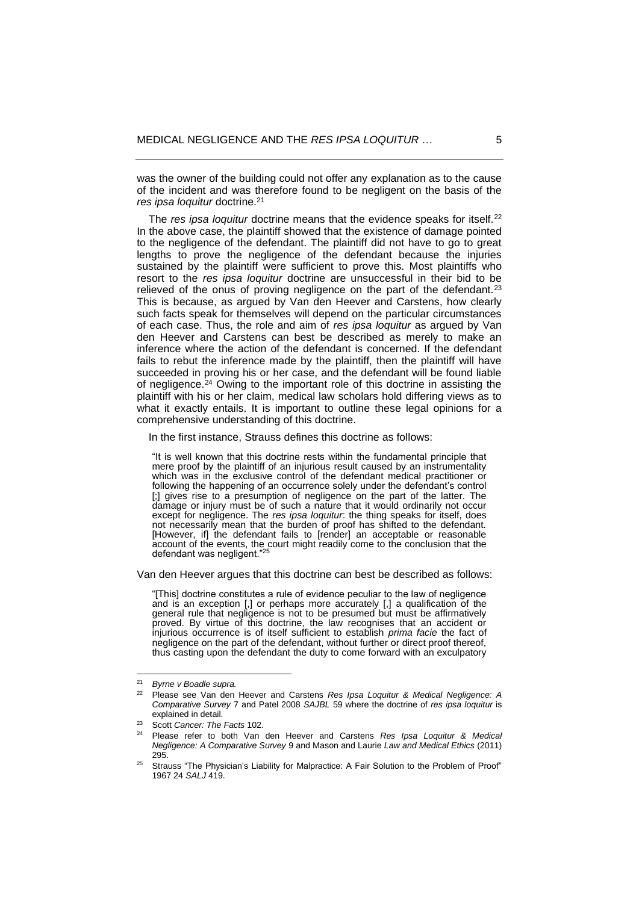was the owner of the building could not offer any explanation as to the cause of the incident and was therefore found to be negligent on the basis of the *res ipsa loquitur* doctrine.[21]

The *res ipsa loquitur* doctrine means that the evidence speaks for itself.[22] In the above case, the plaintiff showed that the existence of damage pointed to the negligence of the defendant. The plaintiff did not have to go to great lengths to prove the negligence of the defendant because the injuries sustained by the plaintiff were sufficient to prove this. Most plaintiffs who resort to the *res ipsa loquitur* doctrine are unsuccessful in their bid to be relieved of the onus of proving negligence on the part of the defendant.[23] This is because, as argued by Van den Heever and Carstens, how clearly such facts speak for themselves will depend on the particular circumstances of each case. Thus, the role and aim of *res ipsa loquitur* as argued by Van den Heever and Carstens can best be described as merely to make an inference where the action of the defendant is concerned. If the defendant fails to rebut the inference made by the plaintiff, then the plaintiff will have succeeded in proving his or her case, and the defendant will be found liable of negligence.[24] Owing to the important role of this doctrine in assisting the plaintiff with his or her claim, medical law scholars hold differing views as to what it exactly entails. It is important to outline these legal opinions for a comprehensive understanding of this doctrine.

In the first instance, Strauss defines this doctrine as follows:

> "It is well known that this doctrine rests within the fundamental principle that mere proof by the plaintiff of an injurious result caused by an instrumentality which was in the exclusive control of the defendant medical practitioner or following the happening of an occurrence solely under the defendant's control [;] gives rise to a presumption of negligence on the part of the latter. The damage or injury must be of such a nature that it would ordinarily not occur except for negligence. The *res ipsa loquitur*: the thing speaks for itself, does not necessarily mean that the burden of proof has shifted to the defendant. [However, if] the defendant fails to [render] an acceptable or reasonable account of the events, the court might readily come to the conclusion that the defendant was negligent."[25]

Van den Heever argues that this doctrine can best be described as follows:

> "[This] doctrine constitutes a rule of evidence peculiar to the law of negligence and is an exception [,] or perhaps more accurately [,] a qualification of the general rule that negligence is not to be presumed but must be affirmatively proved. By virtue of this doctrine, the law recognises that an accident or injurious occurrence is of itself sufficient to establish *prima facie* the fact of negligence on the part of the defendant, without further or direct proof thereof, thus casting upon the defendant the duty to come forward with an exculpatory

---

[21] *Byrne v Boadle supra.*

[22] Please see Van den Heever and Carstens *Res Ipsa Loquitur & Medical Negligence: A Comparative Survey* 7 and Patel 2008 *SAJBL* 59 where the doctrine of *res ipsa loquitur* is explained in detail.

[23] Scott *Cancer: The Facts* 102.

[24] Please refer to both Van den Heever and Carstens *Res Ipsa Loquitur & Medical Negligence: A Comparative Survey* 9 and Mason and Laurie *Law and Medical Ethics* (2011) 295.

[25] Strauss "The Physician's Liability for Malpractice: A Fair Solution to the Problem of Proof" 1967 24 *SALJ* 419.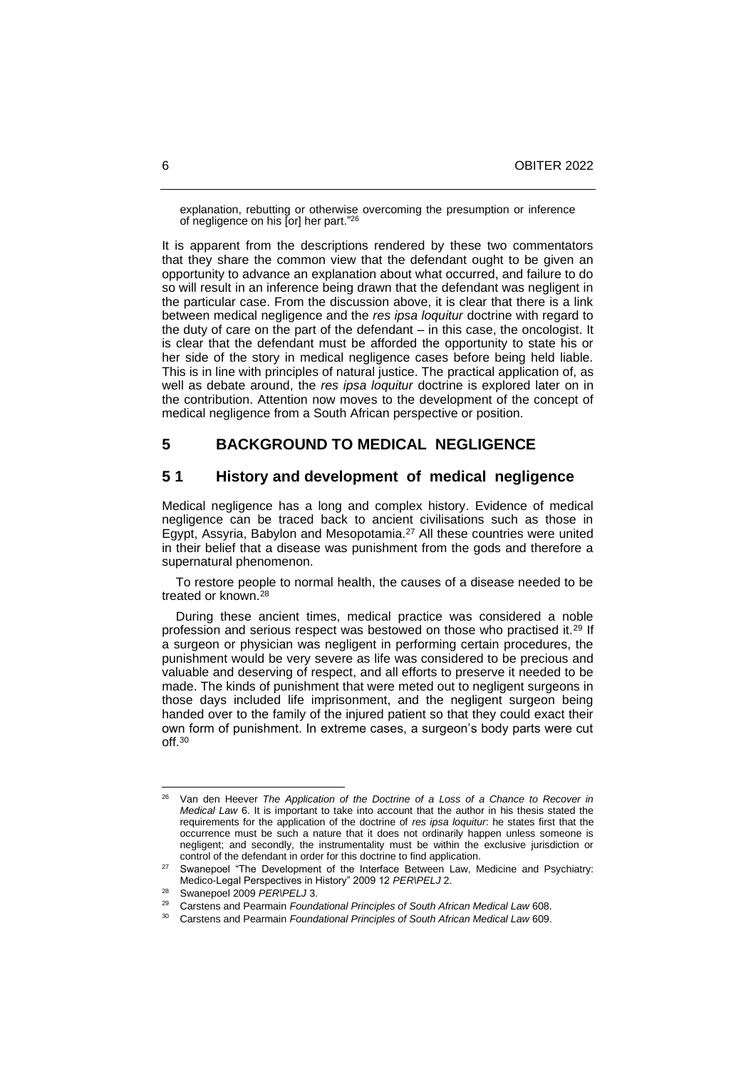explanation, rebutting or otherwise overcoming the presumption or inference of negligence on his [or] her part."[26]

It is apparent from the descriptions rendered by these two commentators that they share the common view that the defendant ought to be given an opportunity to advance an explanation about what occurred, and failure to do so will result in an inference being drawn that the defendant was negligent in the particular case. From the discussion above, it is clear that there is a link between medical negligence and the *res ipsa loquitur* doctrine with regard to the duty of care on the part of the defendant – in this case, the oncologist. It is clear that the defendant must be afforded the opportunity to state his or her side of the story in medical negligence cases before being held liable. This is in line with principles of natural justice. The practical application of, as well as debate around, the *res ipsa loquitur* doctrine is explored later on in the contribution. Attention now moves to the development of the concept of medical negligence from a South African perspective or position.

## 5 BACKGROUND TO MEDICAL NEGLIGENCE

### 5 1 History and development of medical negligence

Medical negligence has a long and complex history. Evidence of medical negligence can be traced back to ancient civilisations such as those in Egypt, Assyria, Babylon and Mesopotamia.[27] All these countries were united in their belief that a disease was punishment from the gods and therefore a supernatural phenomenon.

To restore people to normal health, the causes of a disease needed to be treated or known.[28]

During these ancient times, medical practice was considered a noble profession and serious respect was bestowed on those who practised it.[29] If a surgeon or physician was negligent in performing certain procedures, the punishment would be very severe as life was considered to be precious and valuable and deserving of respect, and all efforts to preserve it needed to be made. The kinds of punishment that were meted out to negligent surgeons in those days included life imprisonment, and the negligent surgeon being handed over to the family of the injured patient so that they could exact their own form of punishment. In extreme cases, a surgeon's body parts were cut off.[30]

---

[26] Van den Heever *The Application of the Doctrine of a Loss of a Chance to Recover in Medical Law* 6. It is important to take into account that the author in his thesis stated the requirements for the application of the doctrine of *res ipsa loquitur*: he states first that the occurrence must be such a nature that it does not ordinarily happen unless someone is negligent; and secondly, the instrumentality must be within the exclusive jurisdiction or control of the defendant in order for this doctrine to find application.

[27] Swanepoel "The Development of the Interface Between Law, Medicine and Psychiatry: Medico-Legal Perspectives in History" 2009 12 *PER\PELJ* 2.

[28] Swanepoel 2009 *PER\PELJ* 3.

[29] Carstens and Pearmain *Foundational Principles of South African Medical Law* 608.

[30] Carstens and Pearmain *Foundational Principles of South African Medical Law* 609.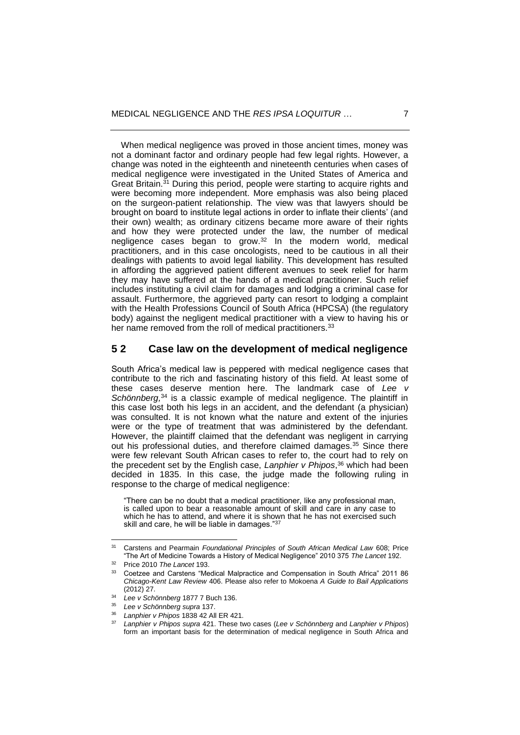When medical negligence was proved in those ancient times, money was not a dominant factor and ordinary people had few legal rights. However, a change was noted in the eighteenth and nineteenth centuries when cases of medical negligence were investigated in the United States of America and Great Britain.[31] During this period, people were starting to acquire rights and were becoming more independent. More emphasis was also being placed on the surgeon-patient relationship. The view was that lawyers should be brought on board to institute legal actions in order to inflate their clients' (and their own) wealth; as ordinary citizens became more aware of their rights and how they were protected under the law, the number of medical negligence cases began to grow.[32] In the modern world, medical practitioners, and in this case oncologists, need to be cautious in all their dealings with patients to avoid legal liability. This development has resulted in affording the aggrieved patient different avenues to seek relief for harm they may have suffered at the hands of a medical practitioner. Such relief includes instituting a civil claim for damages and lodging a criminal case for assault. Furthermore, the aggrieved party can resort to lodging a complaint with the Health Professions Council of South Africa (HPCSA) (the regulatory body) against the negligent medical practitioner with a view to having his or her name removed from the roll of medical practitioners.[33]

## 5 2 Case law on the development of medical negligence

South Africa's medical law is peppered with medical negligence cases that contribute to the rich and fascinating history of this field. At least some of these cases deserve mention here. The landmark case of *Lee v Schönnberg,*[34] is a classic example of medical negligence. The plaintiff in this case lost both his legs in an accident, and the defendant (a physician) was consulted. It is not known what the nature and extent of the injuries were or the type of treatment that was administered by the defendant. However, the plaintiff claimed that the defendant was negligent in carrying out his professional duties, and therefore claimed damages.[35] Since there were few relevant South African cases to refer to, the court had to rely on the precedent set by the English case, *Lanphier v Phipos*,[36] which had been decided in 1835. In this case, the judge made the following ruling in response to the charge of medical negligence:

> "There can be no doubt that a medical practitioner, like any professional man, is called upon to bear a reasonable amount of skill and care in any case to which he has to attend, and where it is shown that he has not exercised such skill and care, he will be liable in damages."[37]

---

[31] Carstens and Pearmain *Foundational Principles of South African Medical Law* 608; Price "The Art of Medicine Towards a History of Medical Negligence" 2010 375 *The Lancet* 192.

[32] Price 2010 *The Lancet* 193.

[33] Coetzee and Carstens "Medical Malpractice and Compensation in South Africa" 2011 86 *Chicago-Kent Law Review* 406. Please also refer to Mokoena *A Guide to Bail Applications* (2012) 27.

[34] *Lee v Schönnberg* 1877 7 Buch 136.

[35] *Lee v Schönnberg supra* 137.

[36] *Lanphier v Phipos* 1838 42 All ER 421.

[37] *Lanphier v Phipos supra* 421. These two cases (*Lee v Schönnberg* and *Lanphier v Phipos*) form an important basis for the determination of medical negligence in South Africa and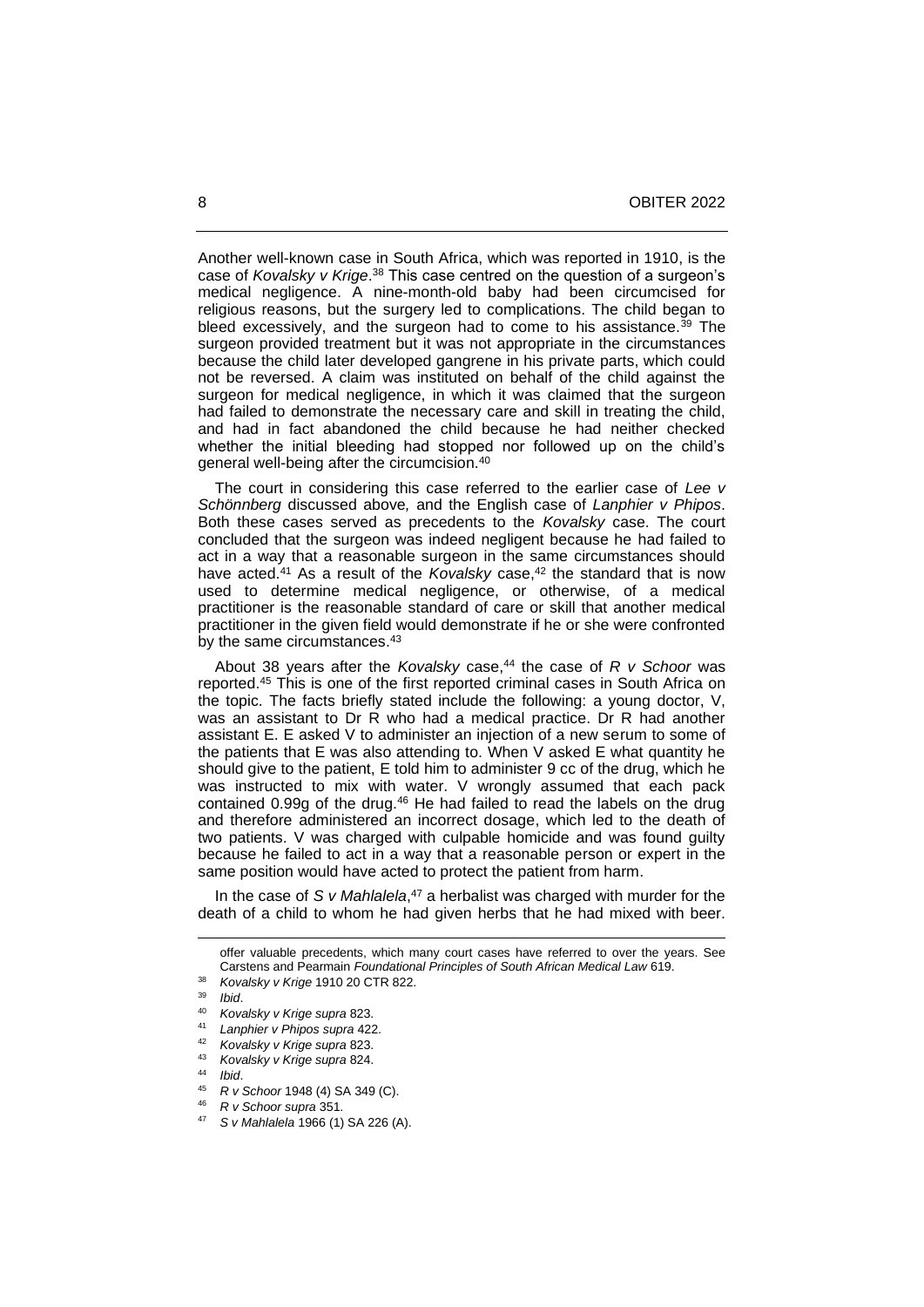Another well-known case in South Africa, which was reported in 1910, is the case of *Kovalsky v Krige*.[38] This case centred on the question of a surgeon's medical negligence. A nine-month-old baby had been circumcised for religious reasons, but the surgery led to complications. The child began to bleed excessively, and the surgeon had to come to his assistance.[39] The surgeon provided treatment but it was not appropriate in the circumstances because the child later developed gangrene in his private parts, which could not be reversed. A claim was instituted on behalf of the child against the surgeon for medical negligence, in which it was claimed that the surgeon had failed to demonstrate the necessary care and skill in treating the child, and had in fact abandoned the child because he had neither checked whether the initial bleeding had stopped nor followed up on the child's general well-being after the circumcision.[40]

The court in considering this case referred to the earlier case of *Lee v Schönnberg* discussed above, and the English case of *Lanphier v Phipos*. Both these cases served as precedents to the *Kovalsky* case. The court concluded that the surgeon was indeed negligent because he had failed to act in a way that a reasonable surgeon in the same circumstances should have acted.[41] As a result of the *Kovalsky* case,[42] the standard that is now used to determine medical negligence, or otherwise, of a medical practitioner is the reasonable standard of care or skill that another medical practitioner in the given field would demonstrate if he or she were confronted by the same circumstances.[43]

About 38 years after the *Kovalsky* case,[44] the case of *R v Schoor* was reported.[45] This is one of the first reported criminal cases in South Africa on the topic. The facts briefly stated include the following: a young doctor, V, was an assistant to Dr R who had a medical practice. Dr R had another assistant E. E asked V to administer an injection of a new serum to some of the patients that E was also attending to. When V asked E what quantity he should give to the patient, E told him to administer 9 cc of the drug, which he was instructed to mix with water. V wrongly assumed that each pack contained 0.99g of the drug.[46] He had failed to read the labels on the drug and therefore administered an incorrect dosage, which led to the death of two patients. V was charged with culpable homicide and was found guilty because he failed to act in a way that a reasonable person or expert in the same position would have acted to protect the patient from harm.

In the case of *S v Mahlalela*,[47] a herbalist was charged with murder for the death of a child to whom he had given herbs that he had mixed with beer.

---

offer valuable precedents, which many court cases have referred to over the years. See Carstens and Pearmain *Foundational Principles of South African Medical Law* 619.

[38] *Kovalsky v Krige* 1910 20 CTR 822.

[39] *Ibid*.

[40] *Kovalsky v Krige supra* 823.

[41] *Lanphier v Phipos supra* 422.

[42] *Kovalsky v Krige supra* 823.

[43] *Kovalsky v Krige supra* 824.

[44] *Ibid*.

[45] *R v Schoor* 1948 (4) SA 349 (C).

[46] *R v Schoor supra* 351.

[47] *S v Mahlalela* 1966 (1) SA 226 (A).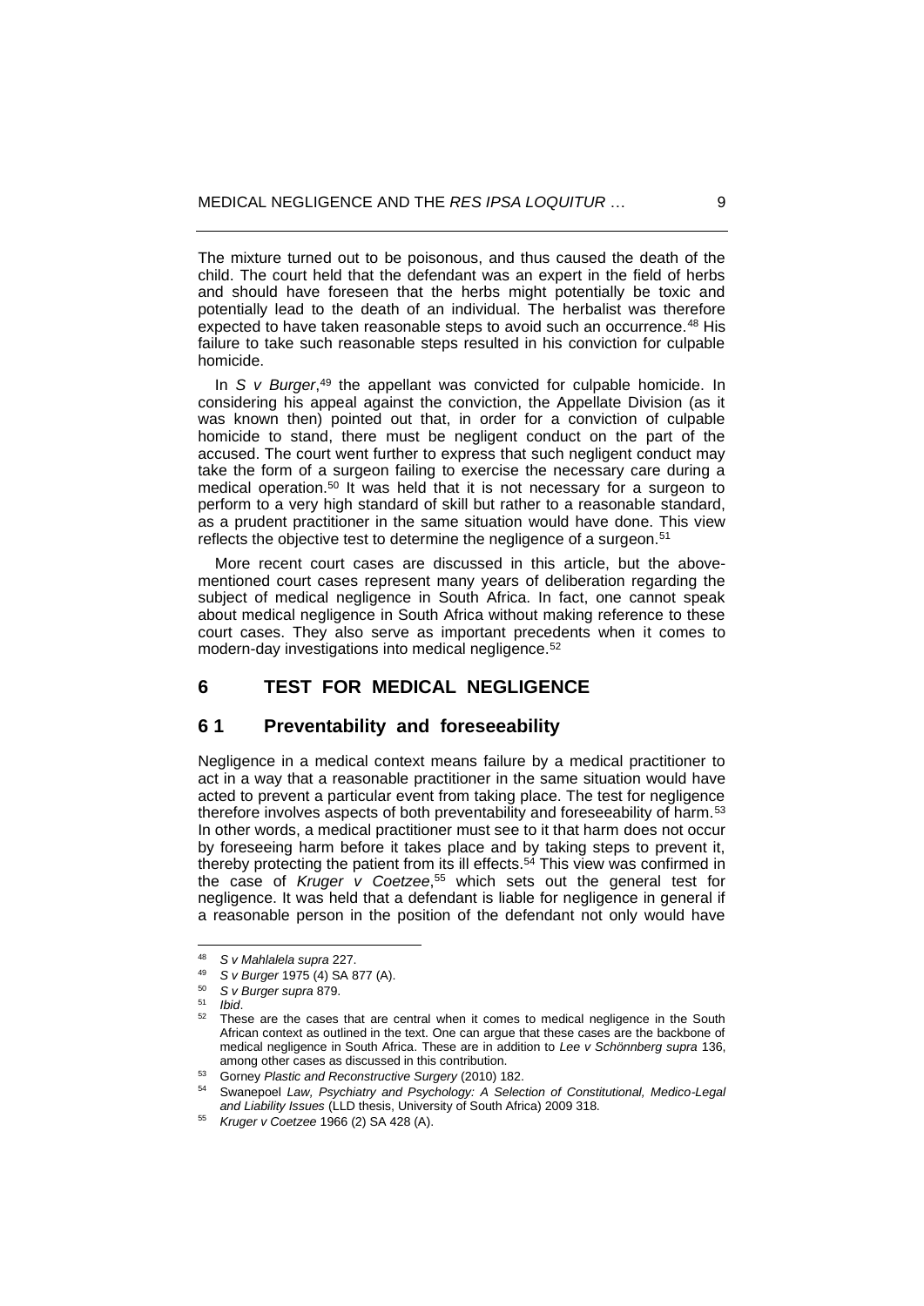The mixture turned out to be poisonous, and thus caused the death of the child. The court held that the defendant was an expert in the field of herbs and should have foreseen that the herbs might potentially be toxic and potentially lead to the death of an individual. The herbalist was therefore expected to have taken reasonable steps to avoid such an occurrence.[48] His failure to take such reasonable steps resulted in his conviction for culpable homicide.

In *S v Burger*,[49] the appellant was convicted for culpable homicide. In considering his appeal against the conviction, the Appellate Division (as it was known then) pointed out that, in order for a conviction of culpable homicide to stand, there must be negligent conduct on the part of the accused. The court went further to express that such negligent conduct may take the form of a surgeon failing to exercise the necessary care during a medical operation.[50] It was held that it is not necessary for a surgeon to perform to a very high standard of skill but rather to a reasonable standard, as a prudent practitioner in the same situation would have done. This view reflects the objective test to determine the negligence of a surgeon.[51]

More recent court cases are discussed in this article, but the above-mentioned court cases represent many years of deliberation regarding the subject of medical negligence in South Africa. In fact, one cannot speak about medical negligence in South Africa without making reference to these court cases. They also serve as important precedents when it comes to modern-day investigations into medical negligence.[52]

## 6 TEST FOR MEDICAL NEGLIGENCE

### 6 1 Preventability and foreseeability

Negligence in a medical context means failure by a medical practitioner to act in a way that a reasonable practitioner in the same situation would have acted to prevent a particular event from taking place. The test for negligence therefore involves aspects of both preventability and foreseeability of harm.[53] In other words, a medical practitioner must see to it that harm does not occur by foreseeing harm before it takes place and by taking steps to prevent it, thereby protecting the patient from its ill effects.[54] This view was confirmed in the case of *Kruger v Coetzee*,[55] which sets out the general test for negligence. It was held that a defendant is liable for negligence in general if a reasonable person in the position of the defendant not only would have

---

[48] *S v Mahlalela supra* 227.

[49] *S v Burger* 1975 (4) SA 877 (A).

[50] *S v Burger supra* 879.

[51] *Ibid*.

[52] These are the cases that are central when it comes to medical negligence in the South African context as outlined in the text. One can argue that these cases are the backbone of medical negligence in South Africa. These are in addition to *Lee v Schönnberg supra* 136, among other cases as discussed in this contribution.

[53] Gorney *Plastic and Reconstructive Surgery* (2010) 182.

[54] Swanepoel *Law, Psychiatry and Psychology: A Selection of Constitutional, Medico-Legal and Liability Issues* (LLD thesis, University of South Africa) 2009 318.

[55] *Kruger v Coetzee* 1966 (2) SA 428 (A).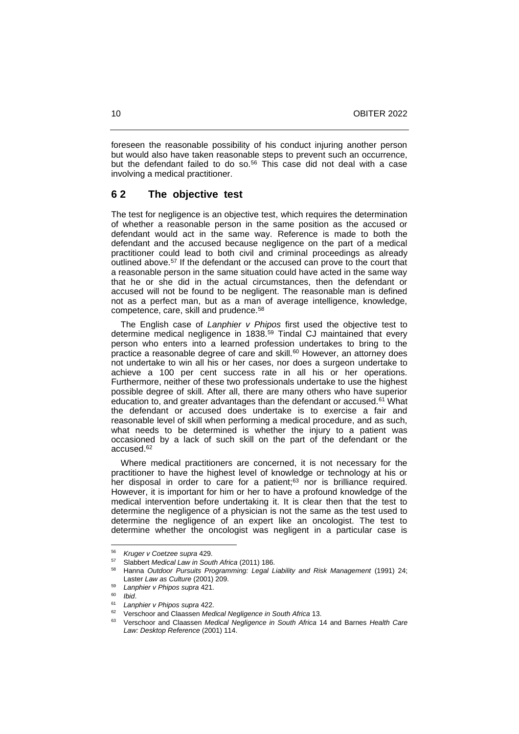foreseen the reasonable possibility of his conduct injuring another person but would also have taken reasonable steps to prevent such an occurrence, but the defendant failed to do so.[56] This case did not deal with a case involving a medical practitioner.

## 6 2 The objective test

The test for negligence is an objective test, which requires the determination of whether a reasonable person in the same position as the accused or defendant would act in the same way. Reference is made to both the defendant and the accused because negligence on the part of a medical practitioner could lead to both civil and criminal proceedings as already outlined above.[57] If the defendant or the accused can prove to the court that a reasonable person in the same situation could have acted in the same way that he or she did in the actual circumstances, then the defendant or accused will not be found to be negligent. The reasonable man is defined not as a perfect man, but as a man of average intelligence, knowledge, competence, care, skill and prudence.[58]

The English case of *Lanphier v Phipos* first used the objective test to determine medical negligence in 1838.[59] Tindal CJ maintained that every person who enters into a learned profession undertakes to bring to the practice a reasonable degree of care and skill.[60] However, an attorney does not undertake to win all his or her cases, nor does a surgeon undertake to achieve a 100 per cent success rate in all his or her operations. Furthermore, neither of these two professionals undertake to use the highest possible degree of skill. After all, there are many others who have superior education to, and greater advantages than the defendant or accused.[61] What the defendant or accused does undertake is to exercise a fair and reasonable level of skill when performing a medical procedure, and as such, what needs to be determined is whether the injury to a patient was occasioned by a lack of such skill on the part of the defendant or the accused.[62]

Where medical practitioners are concerned, it is not necessary for the practitioner to have the highest level of knowledge or technology at his or her disposal in order to care for a patient;[63] nor is brilliance required. However, it is important for him or her to have a profound knowledge of the medical intervention before undertaking it. It is clear then that the test to determine the negligence of a physician is not the same as the test used to determine the negligence of an expert like an oncologist. The test to determine whether the oncologist was negligent in a particular case is

---

[56] *Kruger v Coetzee supra* 429.

[57] Slabbert *Medical Law in South Africa* (2011) 186.

[58] Hanna *Outdoor Pursuits Programming: Legal Liability and Risk Management* (1991) 24; Laster *Law as Culture* (2001) 209.

[59] *Lanphier v Phipos supra* 421.

[60] *Ibid*.

[61] *Lanphier v Phipos supra* 422.

[62] Verschoor and Claassen *Medical Negligence in South Africa* 13.

[63] Verschoor and Claassen *Medical Negligence in South Africa* 14 and Barnes *Health Care Law: Desktop Reference* (2001) 114.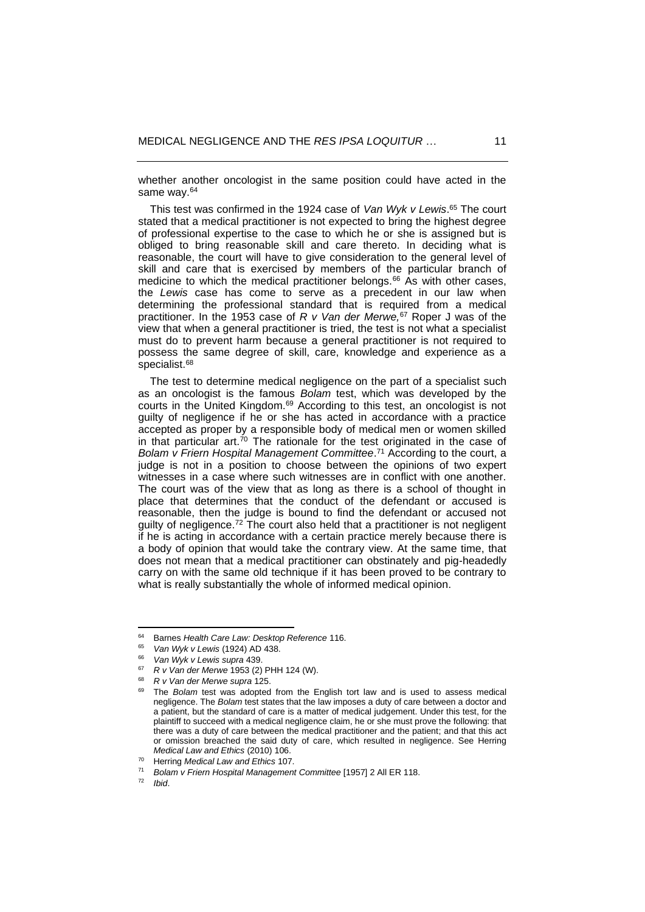whether another oncologist in the same position could have acted in the same way.[64]

This test was confirmed in the 1924 case of *Van Wyk v Lewis*.[65] The court stated that a medical practitioner is not expected to bring the highest degree of professional expertise to the case to which he or she is assigned but is obliged to bring reasonable skill and care thereto. In deciding what is reasonable, the court will have to give consideration to the general level of skill and care that is exercised by members of the particular branch of medicine to which the medical practitioner belongs.[66] As with other cases, the *Lewis* case has come to serve as a precedent in our law when determining the professional standard that is required from a medical practitioner. In the 1953 case of *R v Van der Merwe,*[67] Roper J was of the view that when a general practitioner is tried, the test is not what a specialist must do to prevent harm because a general practitioner is not required to possess the same degree of skill, care, knowledge and experience as a specialist.[68]

The test to determine medical negligence on the part of a specialist such as an oncologist is the famous *Bolam* test, which was developed by the courts in the United Kingdom.[69] According to this test, an oncologist is not guilty of negligence if he or she has acted in accordance with a practice accepted as proper by a responsible body of medical men or women skilled in that particular art.[70] The rationale for the test originated in the case of *Bolam v Friern Hospital Management Committee*.[71] According to the court, a judge is not in a position to choose between the opinions of two expert witnesses in a case where such witnesses are in conflict with one another. The court was of the view that as long as there is a school of thought in place that determines that the conduct of the defendant or accused is reasonable, then the judge is bound to find the defendant or accused not guilty of negligence.[72] The court also held that a practitioner is not negligent if he is acting in accordance with a certain practice merely because there is a body of opinion that would take the contrary view. At the same time, that does not mean that a medical practitioner can obstinately and pig-headedly carry on with the same old technique if it has been proved to be contrary to what is really substantially the whole of informed medical opinion.

---

64 Barnes *Health Care Law: Desktop Reference* 116.

65 *Van Wyk v Lewis* (1924) AD 438.

66 *Van Wyk v Lewis supra* 439.

67 *R v Van der Merwe* 1953 (2) PHH 124 (W).

68 *R v Van der Merwe supra* 125.

69 The *Bolam* test was adopted from the English tort law and is used to assess medical negligence. The *Bolam* test states that the law imposes a duty of care between a doctor and a patient, but the standard of care is a matter of medical judgement. Under this test, for the plaintiff to succeed with a medical negligence claim, he or she must prove the following: that there was a duty of care between the medical practitioner and the patient; and that this act or omission breached the said duty of care, which resulted in negligence. See Herring *Medical Law and Ethics* (2010) 106.

70 Herring *Medical Law and Ethics* 107.

71 *Bolam v Friern Hospital Management Committee* [1957] 2 All ER 118.

72 *Ibid*.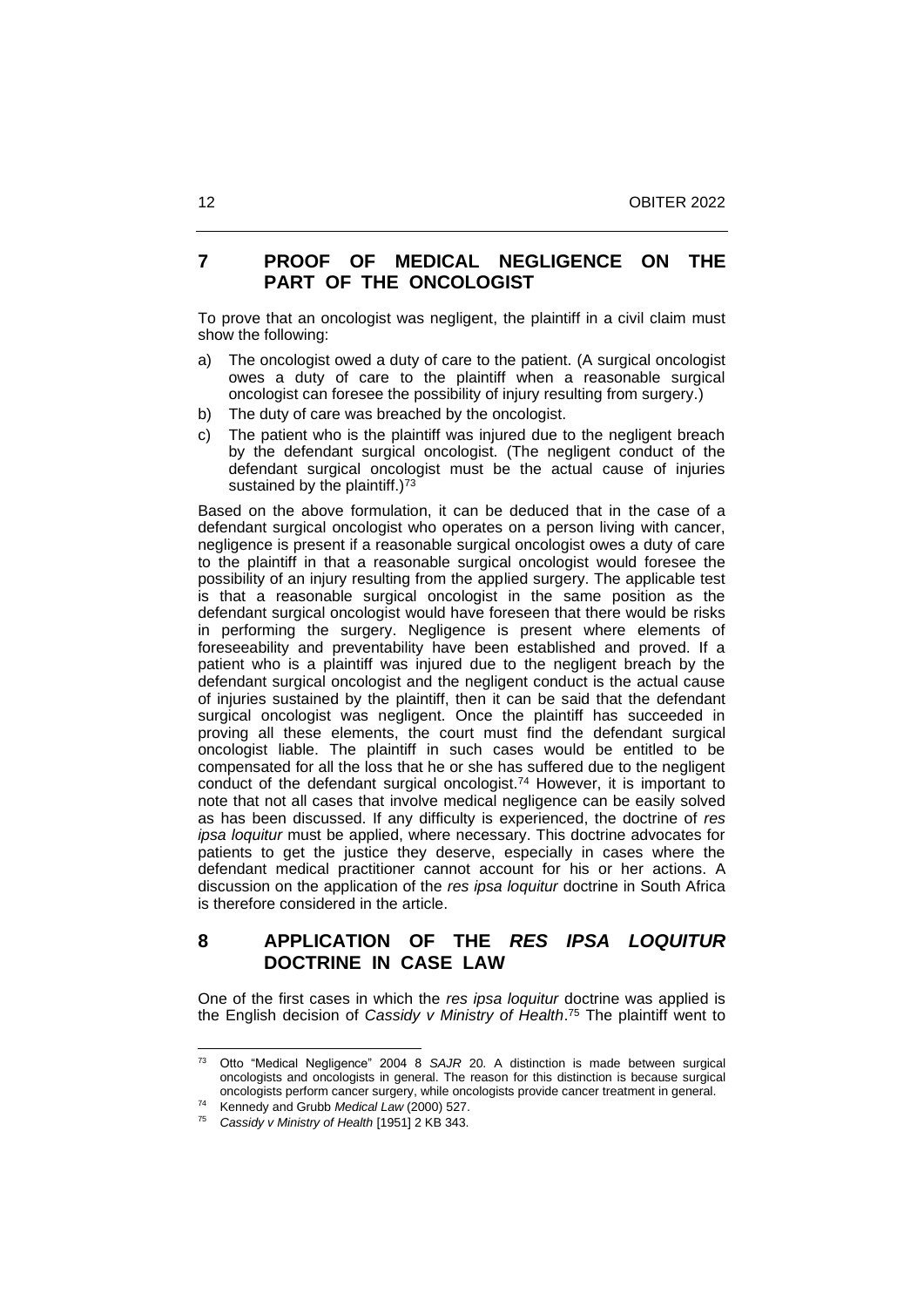## 7 PROOF OF MEDICAL NEGLIGENCE ON THE PART OF THE ONCOLOGIST

To prove that an oncologist was negligent, the plaintiff in a civil claim must show the following:

a) The oncologist owed a duty of care to the patient. (A surgical oncologist owes a duty of care to the plaintiff when a reasonable surgical oncologist can foresee the possibility of injury resulting from surgery.)

b) The duty of care was breached by the oncologist.

c) The patient who is the plaintiff was injured due to the negligent breach by the defendant surgical oncologist. (The negligent conduct of the defendant surgical oncologist must be the actual cause of injuries sustained by the plaintiff.)[73]

Based on the above formulation, it can be deduced that in the case of a defendant surgical oncologist who operates on a person living with cancer, negligence is present if a reasonable surgical oncologist owes a duty of care to the plaintiff in that a reasonable surgical oncologist would foresee the possibility of an injury resulting from the applied surgery. The applicable test is that a reasonable surgical oncologist in the same position as the defendant surgical oncologist would have foreseen that there would be risks in performing the surgery. Negligence is present where elements of foreseeability and preventability have been established and proved. If a patient who is a plaintiff was injured due to the negligent breach by the defendant surgical oncologist and the negligent conduct is the actual cause of injuries sustained by the plaintiff, then it can be said that the defendant surgical oncologist was negligent. Once the plaintiff has succeeded in proving all these elements, the court must find the defendant surgical oncologist liable. The plaintiff in such cases would be entitled to be compensated for all the loss that he or she has suffered due to the negligent conduct of the defendant surgical oncologist.[74] However, it is important to note that not all cases that involve medical negligence can be easily solved as has been discussed. If any difficulty is experienced, the doctrine of *res ipsa loquitur* must be applied, where necessary. This doctrine advocates for patients to get the justice they deserve, especially in cases where the defendant medical practitioner cannot account for his or her actions. A discussion on the application of the *res ipsa loquitur* doctrine in South Africa is therefore considered in the article.

## 8 APPLICATION OF THE *RES IPSA LOQUITUR* DOCTRINE IN CASE LAW

One of the first cases in which the *res ipsa loquitur* doctrine was applied is the English decision of *Cassidy v Ministry of Health*.[75] The plaintiff went to

---

[73] Otto "Medical Negligence" 2004 8 *SAJR* 20. A distinction is made between surgical oncologists and oncologists in general. The reason for this distinction is because surgical oncologists perform cancer surgery, while oncologists provide cancer treatment in general.

[74] Kennedy and Grubb *Medical Law* (2000) 527.

[75] *Cassidy v Ministry of Health* [1951] 2 KB 343.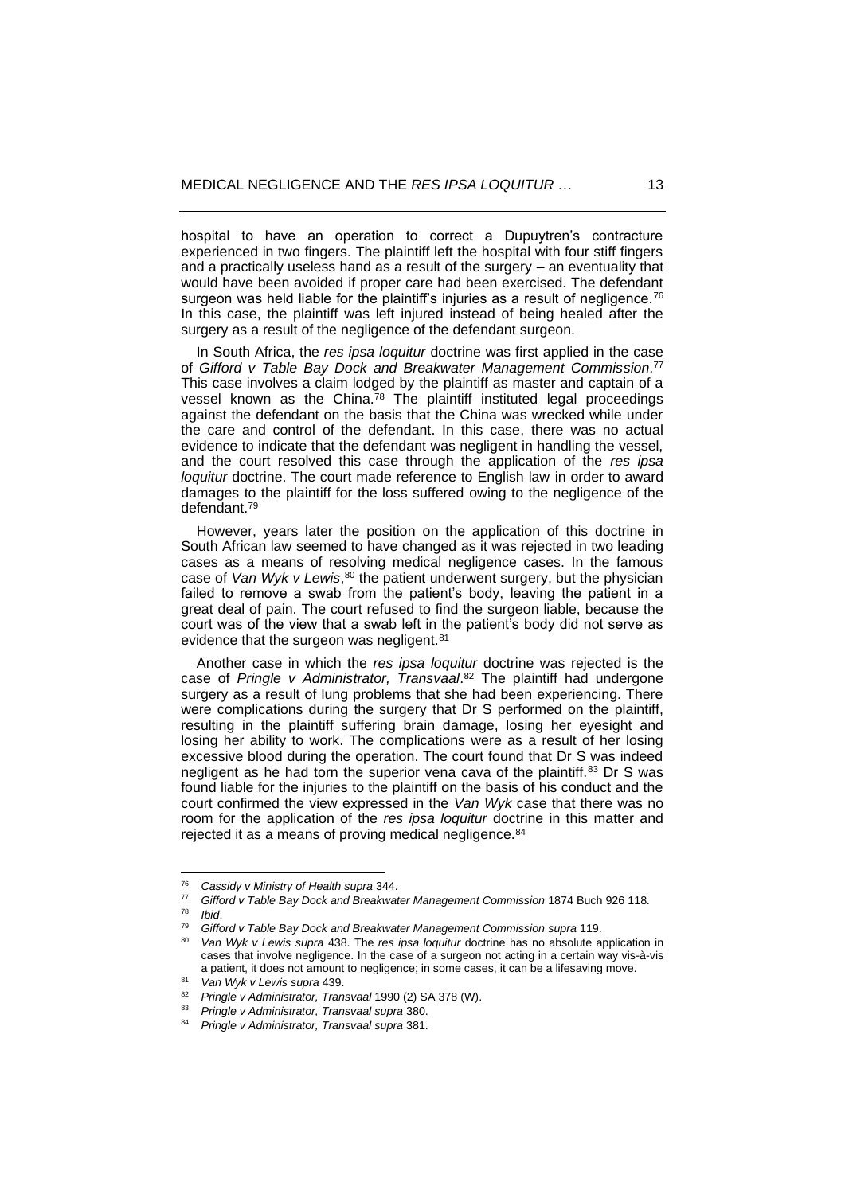hospital to have an operation to correct a Dupuytren's contracture experienced in two fingers. The plaintiff left the hospital with four stiff fingers and a practically useless hand as a result of the surgery – an eventuality that would have been avoided if proper care had been exercised. The defendant surgeon was held liable for the plaintiff's injuries as a result of negligence.[76] In this case, the plaintiff was left injured instead of being healed after the surgery as a result of the negligence of the defendant surgeon.

In South Africa, the *res ipsa loquitur* doctrine was first applied in the case of *Gifford v Table Bay Dock and Breakwater Management Commission*.[77] This case involves a claim lodged by the plaintiff as master and captain of a vessel known as the China.[78] The plaintiff instituted legal proceedings against the defendant on the basis that the China was wrecked while under the care and control of the defendant. In this case, there was no actual evidence to indicate that the defendant was negligent in handling the vessel, and the court resolved this case through the application of the *res ipsa loquitur* doctrine. The court made reference to English law in order to award damages to the plaintiff for the loss suffered owing to the negligence of the defendant.[79]

However, years later the position on the application of this doctrine in South African law seemed to have changed as it was rejected in two leading cases as a means of resolving medical negligence cases. In the famous case of *Van Wyk v Lewis*,[80] the patient underwent surgery, but the physician failed to remove a swab from the patient's body, leaving the patient in a great deal of pain. The court refused to find the surgeon liable, because the court was of the view that a swab left in the patient's body did not serve as evidence that the surgeon was negligent.[81]

Another case in which the *res ipsa loquitur* doctrine was rejected is the case of *Pringle v Administrator, Transvaal*.[82] The plaintiff had undergone surgery as a result of lung problems that she had been experiencing. There were complications during the surgery that Dr S performed on the plaintiff, resulting in the plaintiff suffering brain damage, losing her eyesight and losing her ability to work. The complications were as a result of her losing excessive blood during the operation. The court found that Dr S was indeed negligent as he had torn the superior vena cava of the plaintiff.[83] Dr S was found liable for the injuries to the plaintiff on the basis of his conduct and the court confirmed the view expressed in the *Van Wyk* case that there was no room for the application of the *res ipsa loquitur* doctrine in this matter and rejected it as a means of proving medical negligence.[84]

---

[76] *Cassidy v Ministry of Health supra* 344.

[77] *Gifford v Table Bay Dock and Breakwater Management Commission* 1874 Buch 926 118.

[78] *Ibid*.

[79] *Gifford v Table Bay Dock and Breakwater Management Commission supra* 119.

[80] *Van Wyk v Lewis supra* 438. The *res ipsa loquitur* doctrine has no absolute application in cases that involve negligence. In the case of a surgeon not acting in a certain way vis-à-vis a patient, it does not amount to negligence; in some cases, it can be a lifesaving move.

[81] *Van Wyk v Lewis supra* 439.

[82] *Pringle v Administrator, Transvaal* 1990 (2) SA 378 (W).

[83] *Pringle v Administrator, Transvaal supra* 380.

[84] *Pringle v Administrator, Transvaal supra* 381.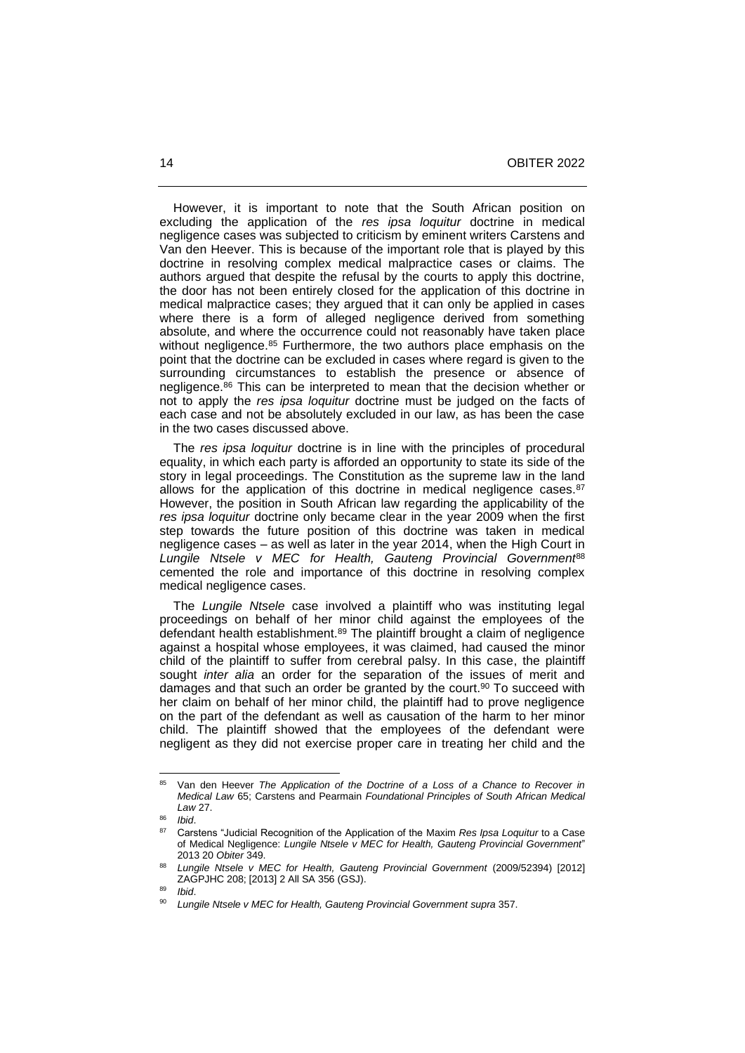However, it is important to note that the South African position on excluding the application of the *res ipsa loquitur* doctrine in medical negligence cases was subjected to criticism by eminent writers Carstens and Van den Heever. This is because of the important role that is played by this doctrine in resolving complex medical malpractice cases or claims. The authors argued that despite the refusal by the courts to apply this doctrine, the door has not been entirely closed for the application of this doctrine in medical malpractice cases; they argued that it can only be applied in cases where there is a form of alleged negligence derived from something absolute, and where the occurrence could not reasonably have taken place without negligence.[85] Furthermore, the two authors place emphasis on the point that the doctrine can be excluded in cases where regard is given to the surrounding circumstances to establish the presence or absence of negligence.[86] This can be interpreted to mean that the decision whether or not to apply the *res ipsa loquitur* doctrine must be judged on the facts of each case and not be absolutely excluded in our law, as has been the case in the two cases discussed above.

The *res ipsa loquitur* doctrine is in line with the principles of procedural equality, in which each party is afforded an opportunity to state its side of the story in legal proceedings. The Constitution as the supreme law in the land allows for the application of this doctrine in medical negligence cases.[87] However, the position in South African law regarding the applicability of the *res ipsa loquitur* doctrine only became clear in the year 2009 when the first step towards the future position of this doctrine was taken in medical negligence cases – as well as later in the year 2014, when the High Court in *Lungile Ntsele v MEC for Health, Gauteng Provincial Government*[88] cemented the role and importance of this doctrine in resolving complex medical negligence cases.

The *Lungile Ntsele* case involved a plaintiff who was instituting legal proceedings on behalf of her minor child against the employees of the defendant health establishment.[89] The plaintiff brought a claim of negligence against a hospital whose employees, it was claimed, had caused the minor child of the plaintiff to suffer from cerebral palsy. In this case, the plaintiff sought *inter alia* an order for the separation of the issues of merit and damages and that such an order be granted by the court.[90] To succeed with her claim on behalf of her minor child, the plaintiff had to prove negligence on the part of the defendant as well as causation of the harm to her minor child. The plaintiff showed that the employees of the defendant were negligent as they did not exercise proper care in treating her child and the

---

[85] Van den Heever *The Application of the Doctrine of a Loss of a Chance to Recover in Medical Law* 65; Carstens and Pearmain *Foundational Principles of South African Medical Law* 27.

[86] *Ibid*.

[87] Carstens "Judicial Recognition of the Application of the Maxim *Res Ipsa Loquitur* to a Case of Medical Negligence: *Lungile Ntsele v MEC for Health, Gauteng Provincial Government*" 2013 20 *Obiter* 349.

[88] *Lungile Ntsele v MEC for Health, Gauteng Provincial Government* (2009/52394) [2012] ZAGPJHC 208; [2013] 2 All SA 356 (GSJ).

[89] *Ibid*.

[90] *Lungile Ntsele v MEC for Health, Gauteng Provincial Government supra* 357.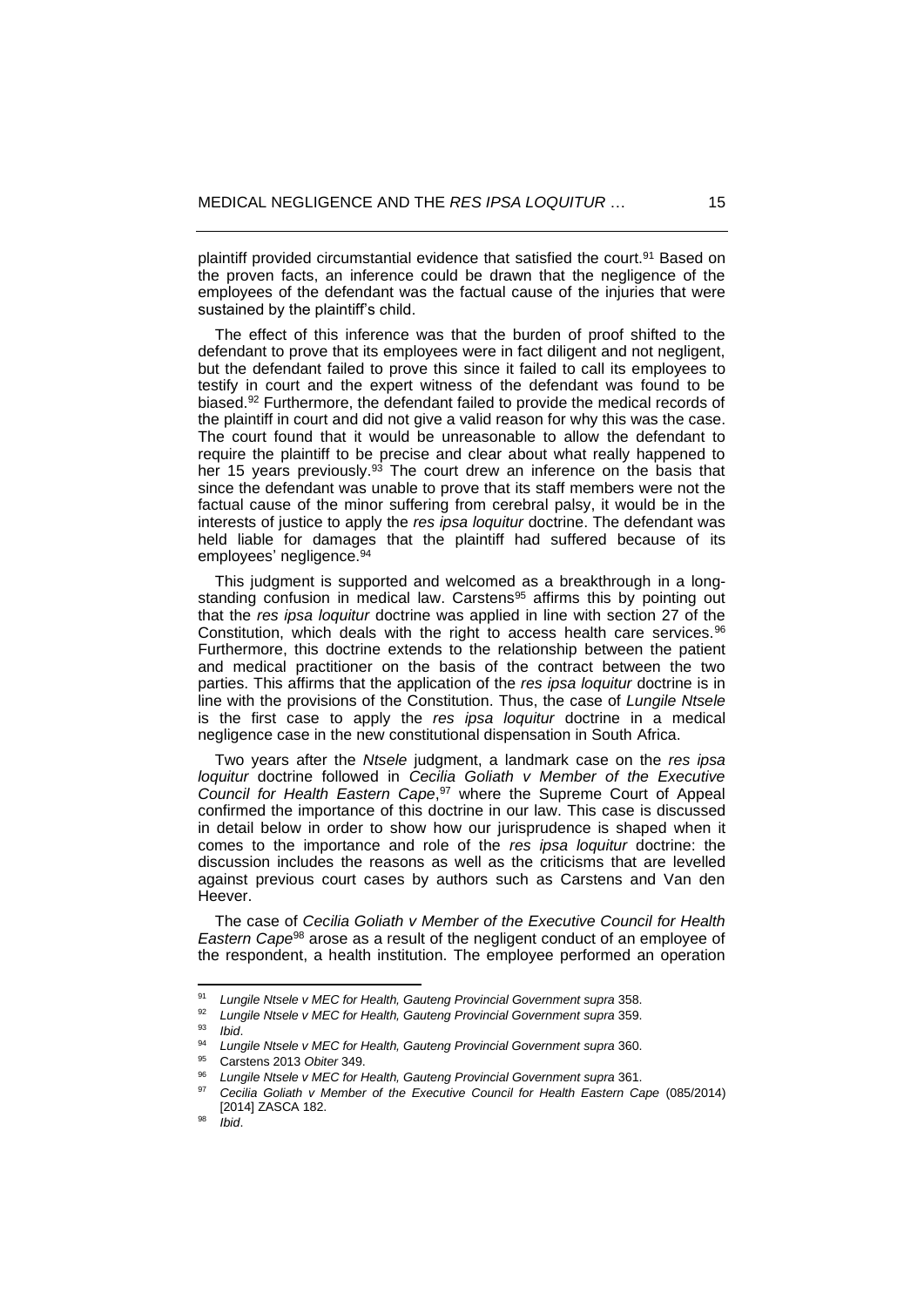plaintiff provided circumstantial evidence that satisfied the court.[91] Based on the proven facts, an inference could be drawn that the negligence of the employees of the defendant was the factual cause of the injuries that were sustained by the plaintiff's child.

The effect of this inference was that the burden of proof shifted to the defendant to prove that its employees were in fact diligent and not negligent, but the defendant failed to prove this since it failed to call its employees to testify in court and the expert witness of the defendant was found to be biased.[92] Furthermore, the defendant failed to provide the medical records of the plaintiff in court and did not give a valid reason for why this was the case. The court found that it would be unreasonable to allow the defendant to require the plaintiff to be precise and clear about what really happened to her 15 years previously.[93] The court drew an inference on the basis that since the defendant was unable to prove that its staff members were not the factual cause of the minor suffering from cerebral palsy, it would be in the interests of justice to apply the *res ipsa loquitur* doctrine. The defendant was held liable for damages that the plaintiff had suffered because of its employees' negligence.[94]

This judgment is supported and welcomed as a breakthrough in a long-standing confusion in medical law. Carstens[95] affirms this by pointing out that the *res ipsa loquitur* doctrine was applied in line with section 27 of the Constitution, which deals with the right to access health care services.[96] Furthermore, this doctrine extends to the relationship between the patient and medical practitioner on the basis of the contract between the two parties. This affirms that the application of the *res ipsa loquitur* doctrine is in line with the provisions of the Constitution. Thus, the case of *Lungile Ntsele* is the first case to apply the *res ipsa loquitur* doctrine in a medical negligence case in the new constitutional dispensation in South Africa.

Two years after the *Ntsele* judgment, a landmark case on the *res ipsa loquitur* doctrine followed in *Cecilia Goliath v Member of the Executive Council for Health Eastern Cape*,[97] where the Supreme Court of Appeal confirmed the importance of this doctrine in our law. This case is discussed in detail below in order to show how our jurisprudence is shaped when it comes to the importance and role of the *res ipsa loquitur* doctrine: the discussion includes the reasons as well as the criticisms that are levelled against previous court cases by authors such as Carstens and Van den Heever.

The case of *Cecilia Goliath v Member of the Executive Council for Health Eastern Cape*[98] arose as a result of the negligent conduct of an employee of the respondent, a health institution. The employee performed an operation

---

[91] *Lungile Ntsele v MEC for Health, Gauteng Provincial Government supra* 358.

[92] *Lungile Ntsele v MEC for Health, Gauteng Provincial Government supra* 359.

[93] *Ibid*.

[94] *Lungile Ntsele v MEC for Health, Gauteng Provincial Government supra* 360.

[95] Carstens 2013 *Obiter* 349.

[96] *Lungile Ntsele v MEC for Health, Gauteng Provincial Government supra* 361.

[97] *Cecilia Goliath v Member of the Executive Council for Health Eastern Cape* (085/2014) [2014] ZASCA 182.

[98] *Ibid*.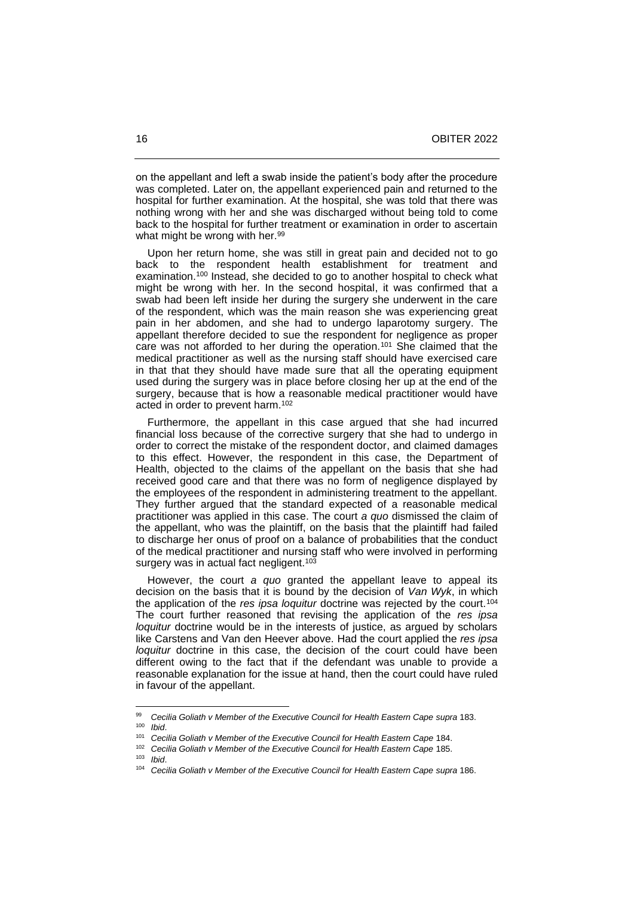on the appellant and left a swab inside the patient's body after the procedure was completed. Later on, the appellant experienced pain and returned to the hospital for further examination. At the hospital, she was told that there was nothing wrong with her and she was discharged without being told to come back to the hospital for further treatment or examination in order to ascertain what might be wrong with her.[99]

Upon her return home, she was still in great pain and decided not to go back to the respondent health establishment for treatment and examination.[100] Instead, she decided to go to another hospital to check what might be wrong with her. In the second hospital, it was confirmed that a swab had been left inside her during the surgery she underwent in the care of the respondent, which was the main reason she was experiencing great pain in her abdomen, and she had to undergo laparotomy surgery. The appellant therefore decided to sue the respondent for negligence as proper care was not afforded to her during the operation.[101] She claimed that the medical practitioner as well as the nursing staff should have exercised care in that that they should have made sure that all the operating equipment used during the surgery was in place before closing her up at the end of the surgery, because that is how a reasonable medical practitioner would have acted in order to prevent harm.[102]

Furthermore, the appellant in this case argued that she had incurred financial loss because of the corrective surgery that she had to undergo in order to correct the mistake of the respondent doctor, and claimed damages to this effect. However, the respondent in this case, the Department of Health, objected to the claims of the appellant on the basis that she had received good care and that there was no form of negligence displayed by the employees of the respondent in administering treatment to the appellant. They further argued that the standard expected of a reasonable medical practitioner was applied in this case. The court *a quo* dismissed the claim of the appellant, who was the plaintiff, on the basis that the plaintiff had failed to discharge her onus of proof on a balance of probabilities that the conduct of the medical practitioner and nursing staff who were involved in performing surgery was in actual fact negligent.[103]

However, the court *a quo* granted the appellant leave to appeal its decision on the basis that it is bound by the decision of *Van Wyk*, in which the application of the *res ipsa loquitur* doctrine was rejected by the court.[104] The court further reasoned that revising the application of the *res ipsa loquitur* doctrine would be in the interests of justice, as argued by scholars like Carstens and Van den Heever above. Had the court applied the *res ipsa loquitur* doctrine in this case, the decision of the court could have been different owing to the fact that if the defendant was unable to provide a reasonable explanation for the issue at hand, then the court could have ruled in favour of the appellant.

---

[99] *Cecilia Goliath v Member of the Executive Council for Health Eastern Cape supra* 183.

[100] *Ibid*.

[101] *Cecilia Goliath v Member of the Executive Council for Health Eastern Cape* 184.

[102] *Cecilia Goliath v Member of the Executive Council for Health Eastern Cape* 185.

[103] *Ibid*.

[104] *Cecilia Goliath v Member of the Executive Council for Health Eastern Cape supra* 186.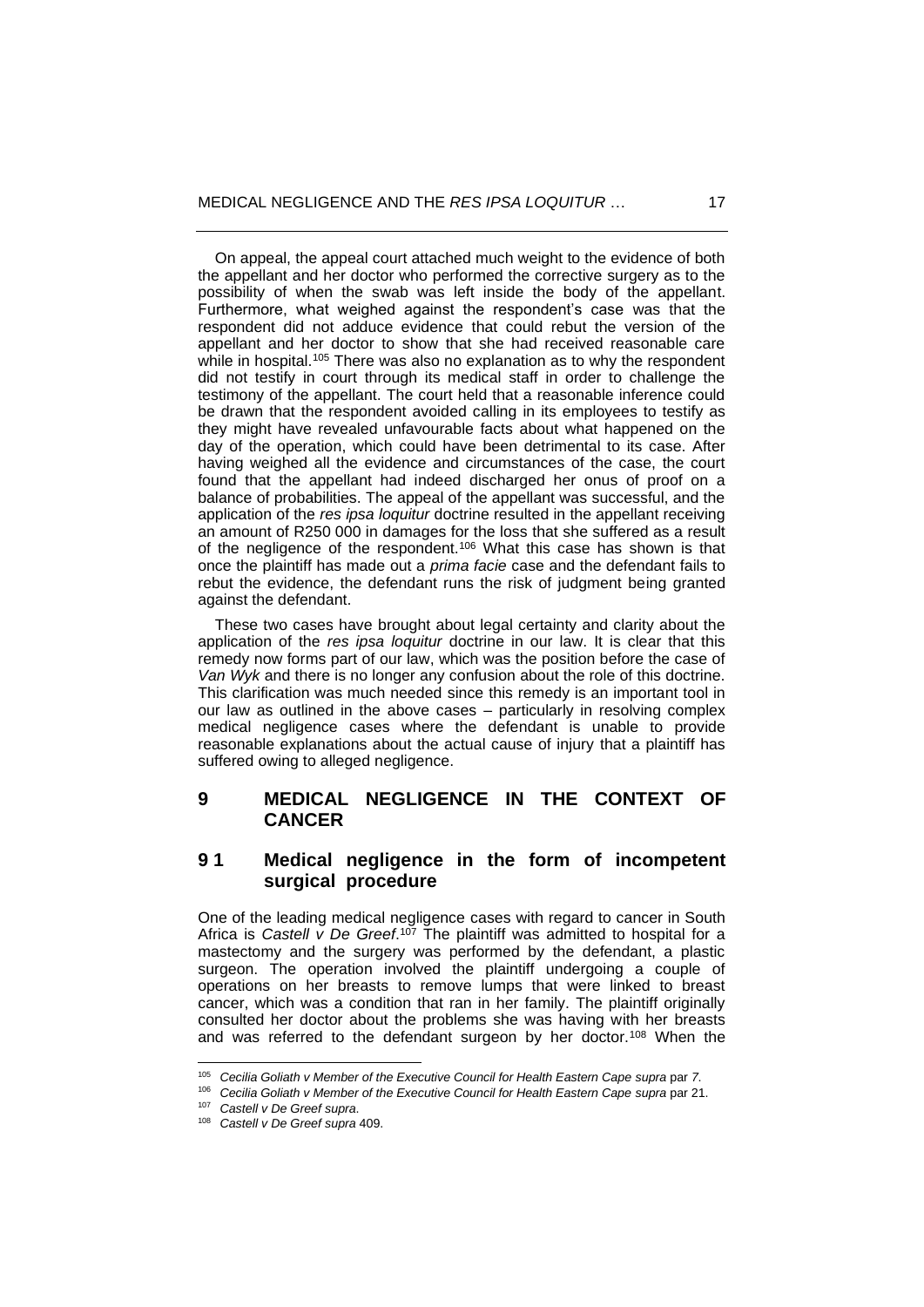On appeal, the appeal court attached much weight to the evidence of both the appellant and her doctor who performed the corrective surgery as to the possibility of when the swab was left inside the body of the appellant. Furthermore, what weighed against the respondent's case was that the respondent did not adduce evidence that could rebut the version of the appellant and her doctor to show that she had received reasonable care while in hospital.[105] There was also no explanation as to why the respondent did not testify in court through its medical staff in order to challenge the testimony of the appellant. The court held that a reasonable inference could be drawn that the respondent avoided calling in its employees to testify as they might have revealed unfavourable facts about what happened on the day of the operation, which could have been detrimental to its case. After having weighed all the evidence and circumstances of the case, the court found that the appellant had indeed discharged her onus of proof on a balance of probabilities. The appeal of the appellant was successful, and the application of the *res ipsa loquitur* doctrine resulted in the appellant receiving an amount of R250 000 in damages for the loss that she suffered as a result of the negligence of the respondent.[106] What this case has shown is that once the plaintiff has made out a *prima facie* case and the defendant fails to rebut the evidence, the defendant runs the risk of judgment being granted against the defendant.

These two cases have brought about legal certainty and clarity about the application of the *res ipsa loquitur* doctrine in our law. It is clear that this remedy now forms part of our law, which was the position before the case of *Van Wyk* and there is no longer any confusion about the role of this doctrine. This clarification was much needed since this remedy is an important tool in our law as outlined in the above cases – particularly in resolving complex medical negligence cases where the defendant is unable to provide reasonable explanations about the actual cause of injury that a plaintiff has suffered owing to alleged negligence.

## 9 MEDICAL NEGLIGENCE IN THE CONTEXT OF CANCER

### 9 1 Medical negligence in the form of incompetent surgical procedure

One of the leading medical negligence cases with regard to cancer in South Africa is *Castell v De Greef*.[107] The plaintiff was admitted to hospital for a mastectomy and the surgery was performed by the defendant, a plastic surgeon. The operation involved the plaintiff undergoing a couple of operations on her breasts to remove lumps that were linked to breast cancer, which was a condition that ran in her family. The plaintiff originally consulted her doctor about the problems she was having with her breasts and was referred to the defendant surgeon by her doctor.[108] When the

---

[105] *Cecilia Goliath v Member of the Executive Council for Health Eastern Cape supra* par 7.

[106] *Cecilia Goliath v Member of the Executive Council for Health Eastern Cape supra* par 21.

[107] *Castell v De Greef supra.*

[108] *Castell v De Greef supra* 409.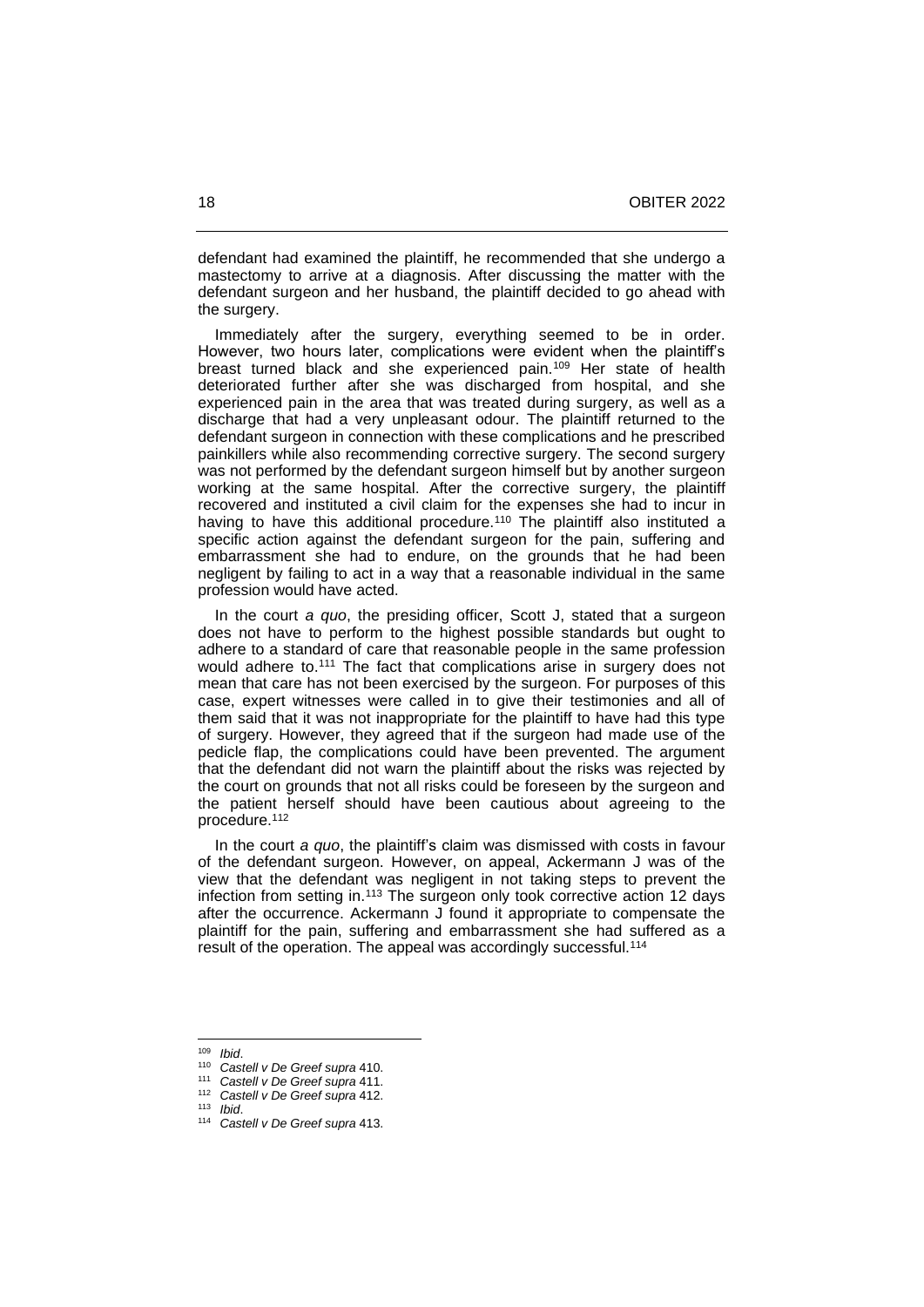defendant had examined the plaintiff, he recommended that she undergo a mastectomy to arrive at a diagnosis. After discussing the matter with the defendant surgeon and her husband, the plaintiff decided to go ahead with the surgery.

Immediately after the surgery, everything seemed to be in order. However, two hours later, complications were evident when the plaintiff's breast turned black and she experienced pain.[109] Her state of health deteriorated further after she was discharged from hospital, and she experienced pain in the area that was treated during surgery, as well as a discharge that had a very unpleasant odour. The plaintiff returned to the defendant surgeon in connection with these complications and he prescribed painkillers while also recommending corrective surgery. The second surgery was not performed by the defendant surgeon himself but by another surgeon working at the same hospital. After the corrective surgery, the plaintiff recovered and instituted a civil claim for the expenses she had to incur in having to have this additional procedure.[110] The plaintiff also instituted a specific action against the defendant surgeon for the pain, suffering and embarrassment she had to endure, on the grounds that he had been negligent by failing to act in a way that a reasonable individual in the same profession would have acted.

In the court *a quo*, the presiding officer, Scott J, stated that a surgeon does not have to perform to the highest possible standards but ought to adhere to a standard of care that reasonable people in the same profession would adhere to.[111] The fact that complications arise in surgery does not mean that care has not been exercised by the surgeon. For purposes of this case, expert witnesses were called in to give their testimonies and all of them said that it was not inappropriate for the plaintiff to have had this type of surgery. However, they agreed that if the surgeon had made use of the pedicle flap, the complications could have been prevented. The argument that the defendant did not warn the plaintiff about the risks was rejected by the court on grounds that not all risks could be foreseen by the surgeon and the patient herself should have been cautious about agreeing to the procedure.[112]

In the court *a quo*, the plaintiff's claim was dismissed with costs in favour of the defendant surgeon. However, on appeal, Ackermann J was of the view that the defendant was negligent in not taking steps to prevent the infection from setting in.[113] The surgeon only took corrective action 12 days after the occurrence. Ackermann J found it appropriate to compensate the plaintiff for the pain, suffering and embarrassment she had suffered as a result of the operation. The appeal was accordingly successful.[114]

---

[109] *Ibid*.

[110] *Castell v De Greef supra* 410.

[111] *Castell v De Greef supra* 411.

[112] *Castell v De Greef supra* 412.

[113] *Ibid*.

[114] *Castell v De Greef supra* 413.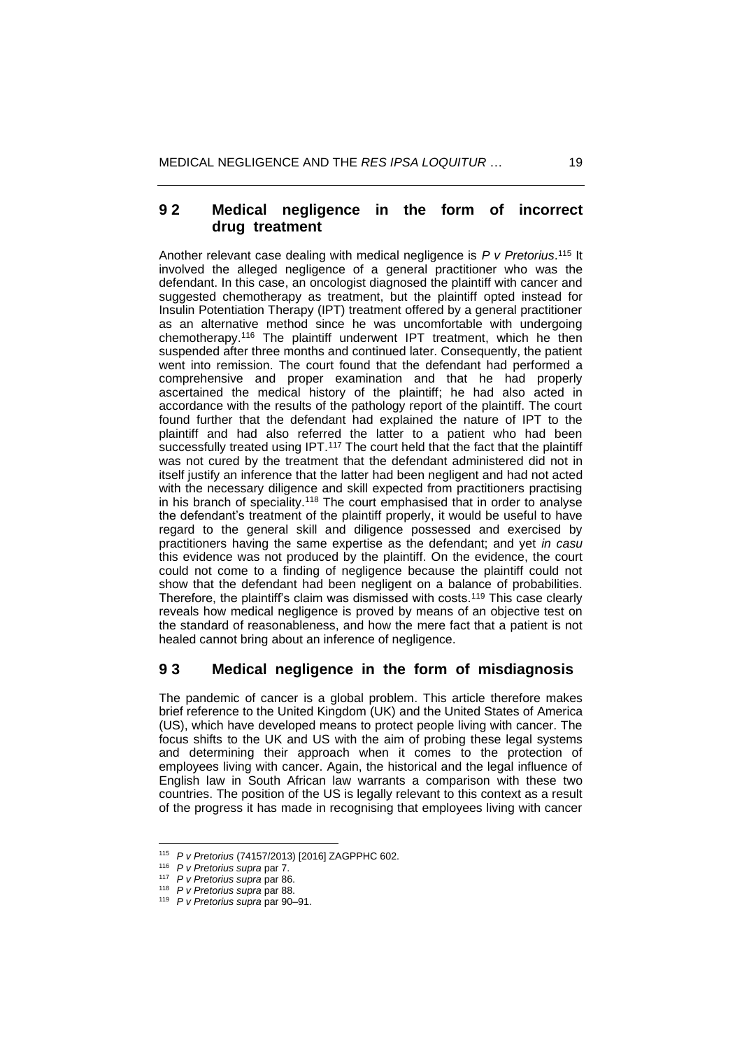## 9 2 Medical negligence in the form of incorrect drug treatment

Another relevant case dealing with medical negligence is *P v Pretorius*.[115] It involved the alleged negligence of a general practitioner who was the defendant. In this case, an oncologist diagnosed the plaintiff with cancer and suggested chemotherapy as treatment, but the plaintiff opted instead for Insulin Potentiation Therapy (IPT) treatment offered by a general practitioner as an alternative method since he was uncomfortable with undergoing chemotherapy.[116] The plaintiff underwent IPT treatment, which he then suspended after three months and continued later. Consequently, the patient went into remission. The court found that the defendant had performed a comprehensive and proper examination and that he had properly ascertained the medical history of the plaintiff; he had also acted in accordance with the results of the pathology report of the plaintiff. The court found further that the defendant had explained the nature of IPT to the plaintiff and had also referred the latter to a patient who had been successfully treated using IPT.[117] The court held that the fact that the plaintiff was not cured by the treatment that the defendant administered did not in itself justify an inference that the latter had been negligent and had not acted with the necessary diligence and skill expected from practitioners practising in his branch of speciality.[118] The court emphasised that in order to analyse the defendant's treatment of the plaintiff properly, it would be useful to have regard to the general skill and diligence possessed and exercised by practitioners having the same expertise as the defendant; and yet *in casu* this evidence was not produced by the plaintiff. On the evidence, the court could not come to a finding of negligence because the plaintiff could not show that the defendant had been negligent on a balance of probabilities. Therefore, the plaintiff's claim was dismissed with costs.[119] This case clearly reveals how medical negligence is proved by means of an objective test on the standard of reasonableness, and how the mere fact that a patient is not healed cannot bring about an inference of negligence.

## 9 3 Medical negligence in the form of misdiagnosis

The pandemic of cancer is a global problem. This article therefore makes brief reference to the United Kingdom (UK) and the United States of America (US), which have developed means to protect people living with cancer. The focus shifts to the UK and US with the aim of probing these legal systems and determining their approach when it comes to the protection of employees living with cancer. Again, the historical and the legal influence of English law in South African law warrants a comparison with these two countries. The position of the US is legally relevant to this context as a result of the progress it has made in recognising that employees living with cancer

---

[115] *P v Pretorius* (74157/2013) [2016] ZAGPPHC 602.

[116] *P v Pretorius supra* par 7.

[117] *P v Pretorius supra* par 86.

[118] *P v Pretorius supra* par 88.

[119] *P v Pretorius supra* par 90–91.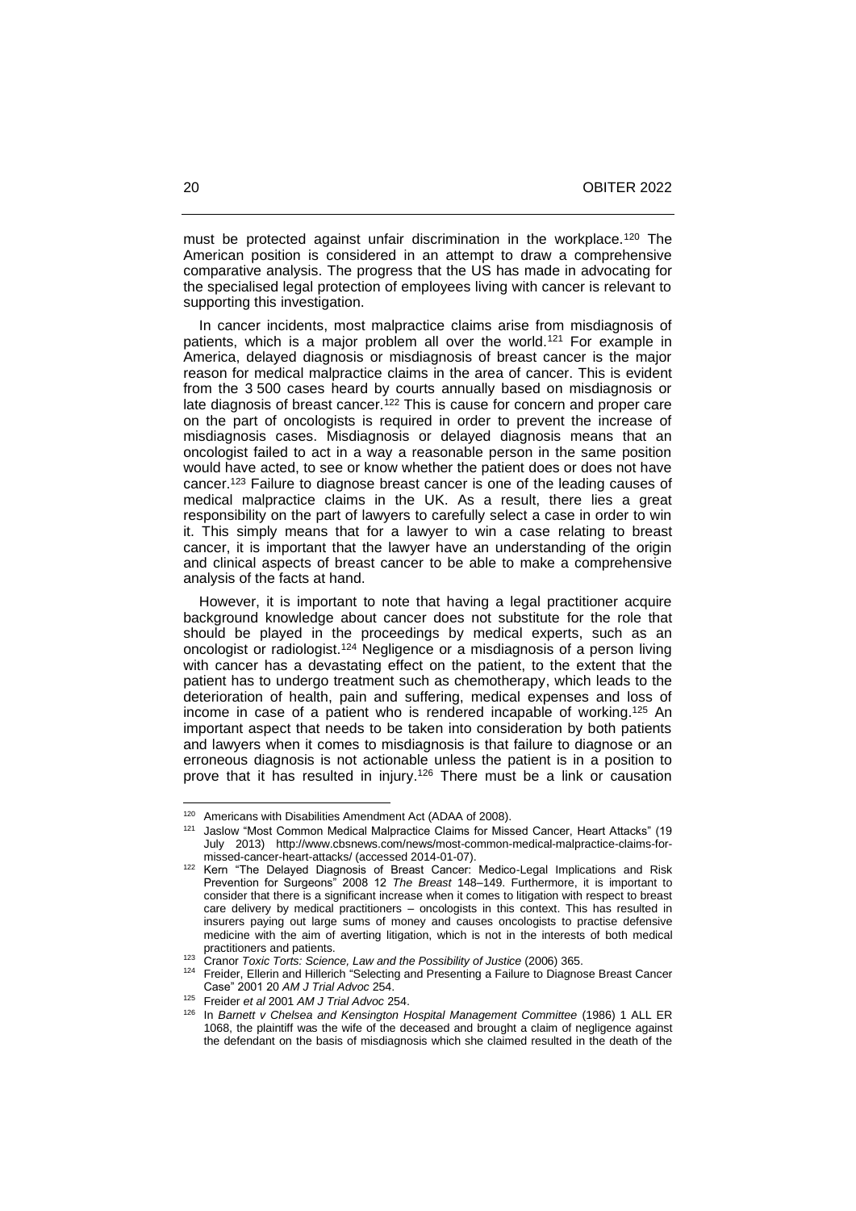must be protected against unfair discrimination in the workplace.[120] The American position is considered in an attempt to draw a comprehensive comparative analysis. The progress that the US has made in advocating for the specialised legal protection of employees living with cancer is relevant to supporting this investigation.

In cancer incidents, most malpractice claims arise from misdiagnosis of patients, which is a major problem all over the world.[121] For example in America, delayed diagnosis or misdiagnosis of breast cancer is the major reason for medical malpractice claims in the area of cancer. This is evident from the 3 500 cases heard by courts annually based on misdiagnosis or late diagnosis of breast cancer.[122] This is cause for concern and proper care on the part of oncologists is required in order to prevent the increase of misdiagnosis cases. Misdiagnosis or delayed diagnosis means that an oncologist failed to act in a way a reasonable person in the same position would have acted, to see or know whether the patient does or does not have cancer.[123] Failure to diagnose breast cancer is one of the leading causes of medical malpractice claims in the UK. As a result, there lies a great responsibility on the part of lawyers to carefully select a case in order to win it. This simply means that for a lawyer to win a case relating to breast cancer, it is important that the lawyer have an understanding of the origin and clinical aspects of breast cancer to be able to make a comprehensive analysis of the facts at hand.

However, it is important to note that having a legal practitioner acquire background knowledge about cancer does not substitute for the role that should be played in the proceedings by medical experts, such as an oncologist or radiologist.[124] Negligence or a misdiagnosis of a person living with cancer has a devastating effect on the patient, to the extent that the patient has to undergo treatment such as chemotherapy, which leads to the deterioration of health, pain and suffering, medical expenses and loss of income in case of a patient who is rendered incapable of working.[125] An important aspect that needs to be taken into consideration by both patients and lawyers when it comes to misdiagnosis is that failure to diagnose or an erroneous diagnosis is not actionable unless the patient is in a position to prove that it has resulted in injury.[126] There must be a link or causation

---

[120] Americans with Disabilities Amendment Act (ADAA of 2008).

[121] Jaslow "Most Common Medical Malpractice Claims for Missed Cancer, Heart Attacks" (19 July 2013) http://www.cbsnews.com/news/most-common-medical-malpractice-claims-for-missed-cancer-heart-attacks/ (accessed 2014-01-07).

[122] Kern "The Delayed Diagnosis of Breast Cancer: Medico-Legal Implications and Risk Prevention for Surgeons" 2008 12 *The Breast* 148–149. Furthermore, it is important to consider that there is a significant increase when it comes to litigation with respect to breast care delivery by medical practitioners – oncologists in this context. This has resulted in insurers paying out large sums of money and causes oncologists to practise defensive medicine with the aim of averting litigation, which is not in the interests of both medical practitioners and patients.

[123] Cranor *Toxic Torts: Science, Law and the Possibility of Justice* (2006) 365.

[124] Freider, Ellerin and Hillerich "Selecting and Presenting a Failure to Diagnose Breast Cancer Case" 2001 20 *AM J Trial Advoc* 254.

[125] Freider *et al* 2001 *AM J Trial Advoc* 254.

[126] In *Barnett v Chelsea and Kensington Hospital Management Committee* (1986) 1 ALL ER 1068, the plaintiff was the wife of the deceased and brought a claim of negligence against the defendant on the basis of misdiagnosis which she claimed resulted in the death of the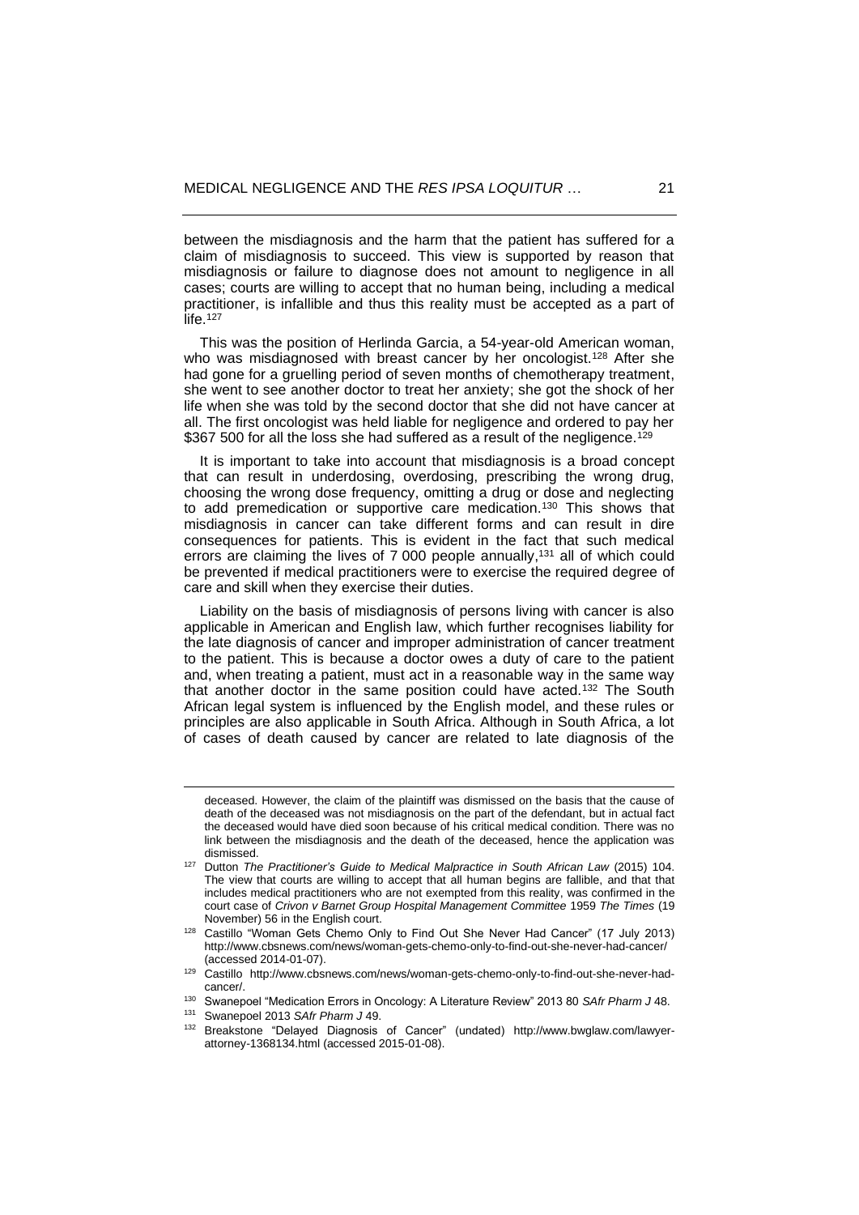between the misdiagnosis and the harm that the patient has suffered for a claim of misdiagnosis to succeed. This view is supported by reason that misdiagnosis or failure to diagnose does not amount to negligence in all cases; courts are willing to accept that no human being, including a medical practitioner, is infallible and thus this reality must be accepted as a part of life.[127]

This was the position of Herlinda Garcia, a 54-year-old American woman, who was misdiagnosed with breast cancer by her oncologist.[128] After she had gone for a gruelling period of seven months of chemotherapy treatment, she went to see another doctor to treat her anxiety; she got the shock of her life when she was told by the second doctor that she did not have cancer at all. The first oncologist was held liable for negligence and ordered to pay her $367 500 for all the loss she had suffered as a result of the negligence.[129]

It is important to take into account that misdiagnosis is a broad concept that can result in underdosing, overdosing, prescribing the wrong drug, choosing the wrong dose frequency, omitting a drug or dose and neglecting to add premedication or supportive care medication.[130] This shows that misdiagnosis in cancer can take different forms and can result in dire consequences for patients. This is evident in the fact that such medical errors are claiming the lives of 7 000 people annually,[131] all of which could be prevented if medical practitioners were to exercise the required degree of care and skill when they exercise their duties.

Liability on the basis of misdiagnosis of persons living with cancer is also applicable in American and English law, which further recognises liability for the late diagnosis of cancer and improper administration of cancer treatment to the patient. This is because a doctor owes a duty of care to the patient and, when treating a patient, must act in a reasonable way in the same way that another doctor in the same position could have acted.[132] The South African legal system is influenced by the English model, and these rules or principles are also applicable in South Africa. Although in South Africa, a lot of cases of death caused by cancer are related to late diagnosis of the

---

deceased. However, the claim of the plaintiff was dismissed on the basis that the cause of death of the deceased was not misdiagnosis on the part of the defendant, but in actual fact the deceased would have died soon because of his critical medical condition. There was no link between the misdiagnosis and the death of the deceased, hence the application was dismissed.

[127] Dutton *The Practitioner's Guide to Medical Malpractice in South African Law* (2015) 104. The view that courts are willing to accept that all human begins are fallible, and that that includes medical practitioners who are not exempted from this reality, was confirmed in the court case of *Crivon v Barnet Group Hospital Management Committee* 1959 *The Times* (19 November) 56 in the English court.

[128] Castillo "Woman Gets Chemo Only to Find Out She Never Had Cancer" (17 July 2013) http://www.cbsnews.com/news/woman-gets-chemo-only-to-find-out-she-never-had-cancer/ (accessed 2014-01-07).

[129] Castillo http://www.cbsnews.com/news/woman-gets-chemo-only-to-find-out-she-never-had-cancer/.

[130] Swanepoel "Medication Errors in Oncology: A Literature Review" 2013 80 *SAfr Pharm J* 48.

[131] Swanepoel 2013 *SAfr Pharm J* 49.

[132] Breakstone "Delayed Diagnosis of Cancer" (undated) http://www.bwglaw.com/lawyer-attorney-1368134.html (accessed 2015-01-08).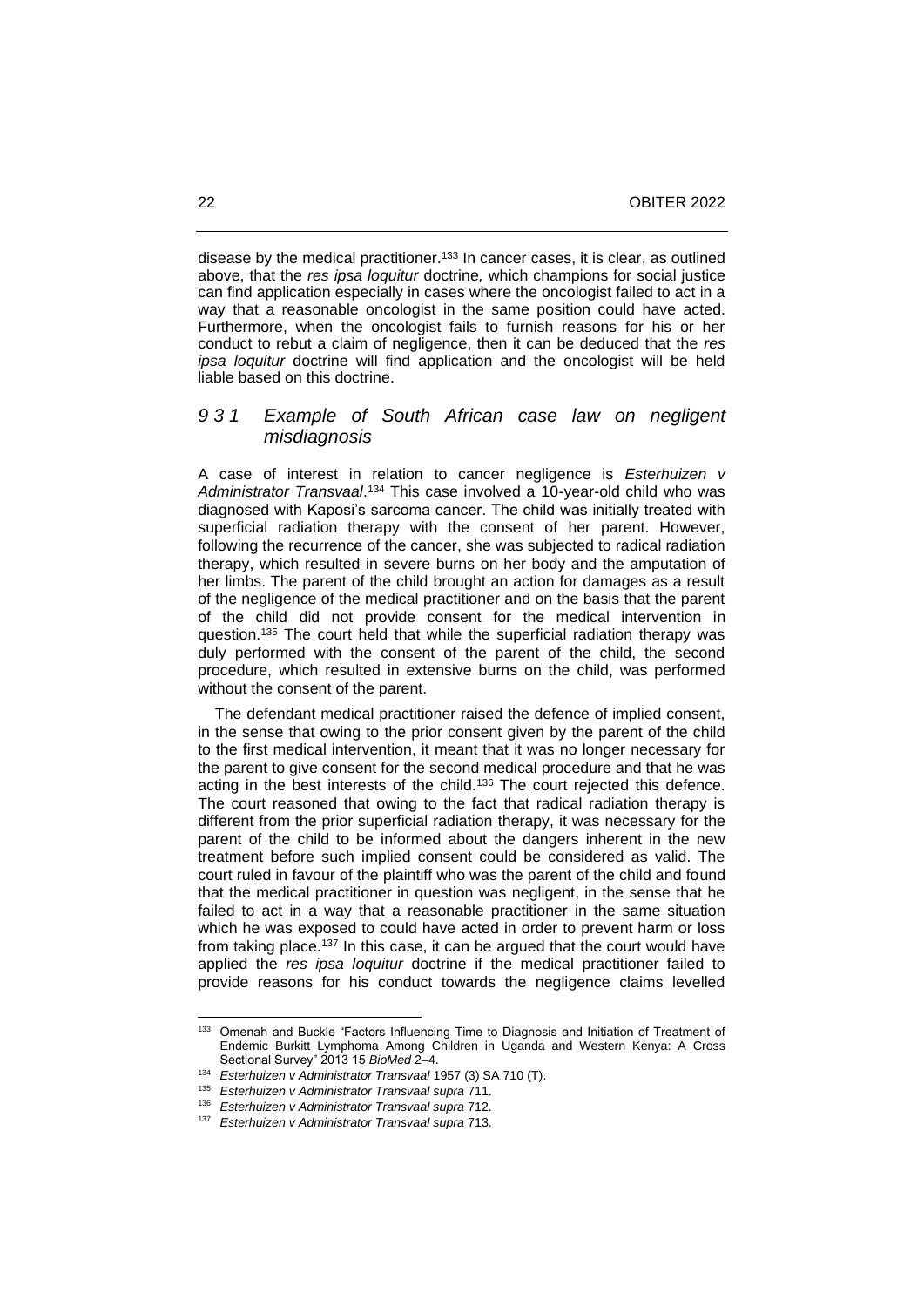disease by the medical practitioner.[133] In cancer cases, it is clear, as outlined above, that the *res ipsa loquitur* doctrine, which champions for social justice can find application especially in cases where the oncologist failed to act in a way that a reasonable oncologist in the same position could have acted. Furthermore, when the oncologist fails to furnish reasons for his or her conduct to rebut a claim of negligence, then it can be deduced that the *res ipsa loquitur* doctrine will find application and the oncologist will be held liable based on this doctrine.

### *9 3 1 Example of South African case law on negligent misdiagnosis*

A case of interest in relation to cancer negligence is *Esterhuizen v Administrator Transvaal*.[134] This case involved a 10-year-old child who was diagnosed with Kaposi's sarcoma cancer. The child was initially treated with superficial radiation therapy with the consent of her parent. However, following the recurrence of the cancer, she was subjected to radical radiation therapy, which resulted in severe burns on her body and the amputation of her limbs. The parent of the child brought an action for damages as a result of the negligence of the medical practitioner and on the basis that the parent of the child did not provide consent for the medical intervention in question.[135] The court held that while the superficial radiation therapy was duly performed with the consent of the parent of the child, the second procedure, which resulted in extensive burns on the child, was performed without the consent of the parent.

The defendant medical practitioner raised the defence of implied consent, in the sense that owing to the prior consent given by the parent of the child to the first medical intervention, it meant that it was no longer necessary for the parent to give consent for the second medical procedure and that he was acting in the best interests of the child.[136] The court rejected this defence. The court reasoned that owing to the fact that radical radiation therapy is different from the prior superficial radiation therapy, it was necessary for the parent of the child to be informed about the dangers inherent in the new treatment before such implied consent could be considered as valid. The court ruled in favour of the plaintiff who was the parent of the child and found that the medical practitioner in question was negligent, in the sense that he failed to act in a way that a reasonable practitioner in the same situation which he was exposed to could have acted in order to prevent harm or loss from taking place.[137] In this case, it can be argued that the court would have applied the *res ipsa loquitur* doctrine if the medical practitioner failed to provide reasons for his conduct towards the negligence claims levelled

---

[133] Omenah and Buckle "Factors Influencing Time to Diagnosis and Initiation of Treatment of Endemic Burkitt Lymphoma Among Children in Uganda and Western Kenya: A Cross Sectional Survey" 2013 15 *BioMed* 2–4.

[134] *Esterhuizen v Administrator Transvaal* 1957 (3) SA 710 (T).

[135] *Esterhuizen v Administrator Transvaal supra* 711.

[136] *Esterhuizen v Administrator Transvaal supra* 712.

[137] *Esterhuizen v Administrator Transvaal supra* 713.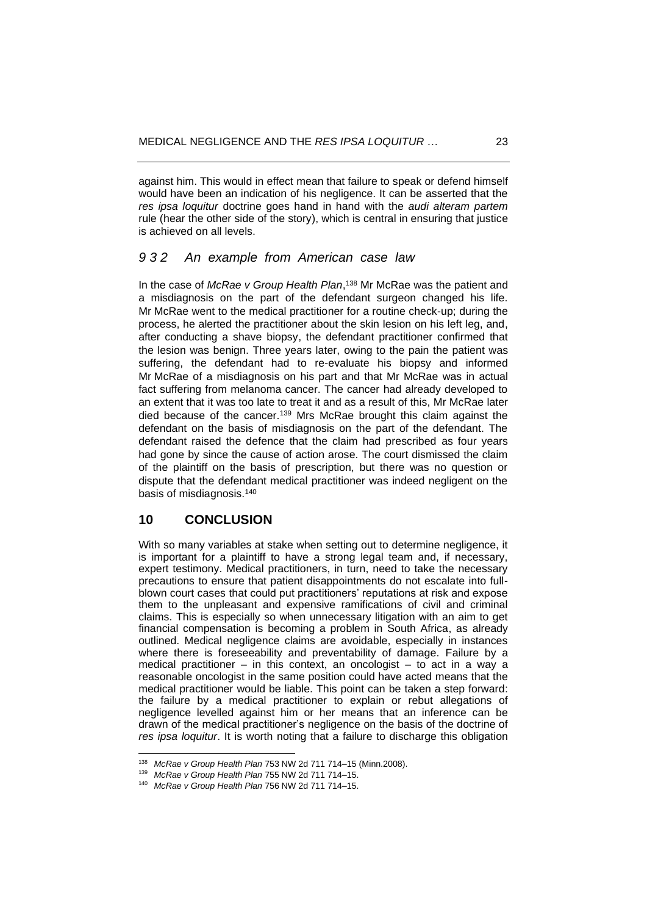against him. This would in effect mean that failure to speak or defend himself would have been an indication of his negligence. It can be asserted that the *res ipsa loquitur* doctrine goes hand in hand with the *audi alteram partem* rule (hear the other side of the story), which is central in ensuring that justice is achieved on all levels.

### *9 3 2 An example from American case law*

In the case of *McRae v Group Health Plan*,[138] Mr McRae was the patient and a misdiagnosis on the part of the defendant surgeon changed his life. Mr McRae went to the medical practitioner for a routine check-up; during the process, he alerted the practitioner about the skin lesion on his left leg, and, after conducting a shave biopsy, the defendant practitioner confirmed that the lesion was benign. Three years later, owing to the pain the patient was suffering, the defendant had to re-evaluate his biopsy and informed Mr McRae of a misdiagnosis on his part and that Mr McRae was in actual fact suffering from melanoma cancer. The cancer had already developed to an extent that it was too late to treat it and as a result of this, Mr McRae later died because of the cancer.[139] Mrs McRae brought this claim against the defendant on the basis of misdiagnosis on the part of the defendant. The defendant raised the defence that the claim had prescribed as four years had gone by since the cause of action arose. The court dismissed the claim of the plaintiff on the basis of prescription, but there was no question or dispute that the defendant medical practitioner was indeed negligent on the basis of misdiagnosis.[140]

## **10 CONCLUSION**

With so many variables at stake when setting out to determine negligence, it is important for a plaintiff to have a strong legal team and, if necessary, expert testimony. Medical practitioners, in turn, need to take the necessary precautions to ensure that patient disappointments do not escalate into full-blown court cases that could put practitioners' reputations at risk and expose them to the unpleasant and expensive ramifications of civil and criminal claims. This is especially so when unnecessary litigation with an aim to get financial compensation is becoming a problem in South Africa, as already outlined. Medical negligence claims are avoidable, especially in instances where there is foreseeability and preventability of damage. Failure by a medical practitioner – in this context, an oncologist – to act in a way a reasonable oncologist in the same position could have acted means that the medical practitioner would be liable. This point can be taken a step forward: the failure by a medical practitioner to explain or rebut allegations of negligence levelled against him or her means that an inference can be drawn of the medical practitioner's negligence on the basis of the doctrine of *res ipsa loquitur*. It is worth noting that a failure to discharge this obligation

---

[138] *McRae v Group Health Plan* 753 NW 2d 711 714–15 (Minn.2008).

[139] *McRae v Group Health Plan* 755 NW 2d 711 714–15.

[140] *McRae v Group Health Plan* 756 NW 2d 711 714–15.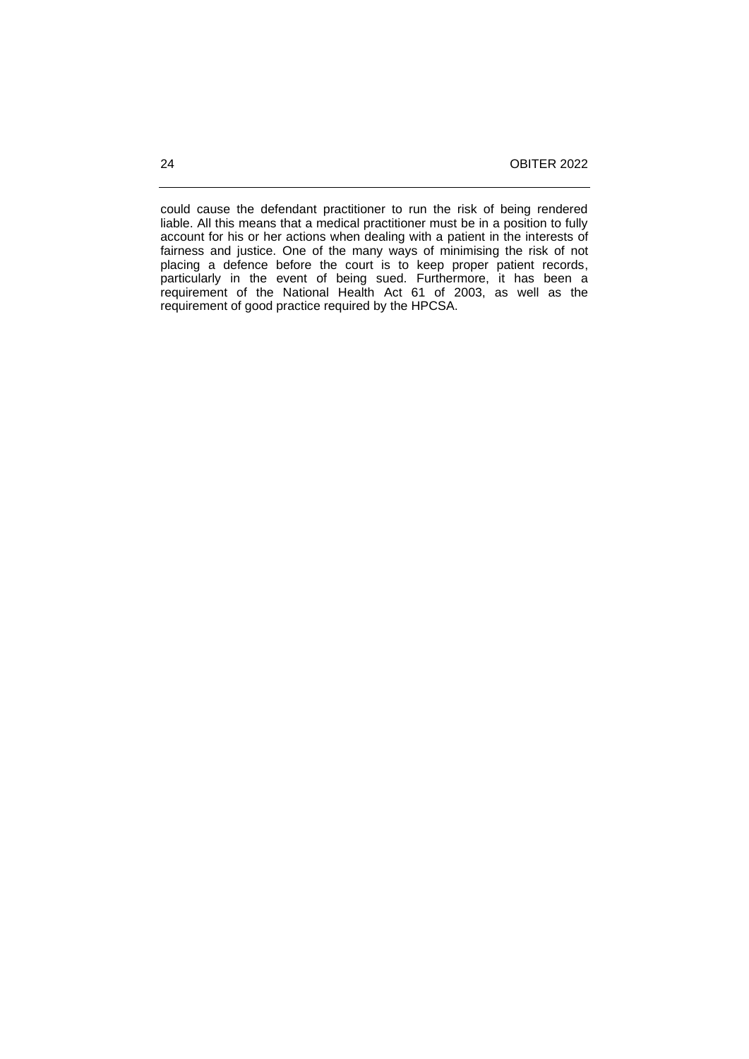could cause the defendant practitioner to run the risk of being rendered liable. All this means that a medical practitioner must be in a position to fully account for his or her actions when dealing with a patient in the interests of fairness and justice. One of the many ways of minimising the risk of not placing a defence before the court is to keep proper patient records, particularly in the event of being sued. Furthermore, it has been a requirement of the National Health Act 61 of 2003, as well as the requirement of good practice required by the HPCSA.